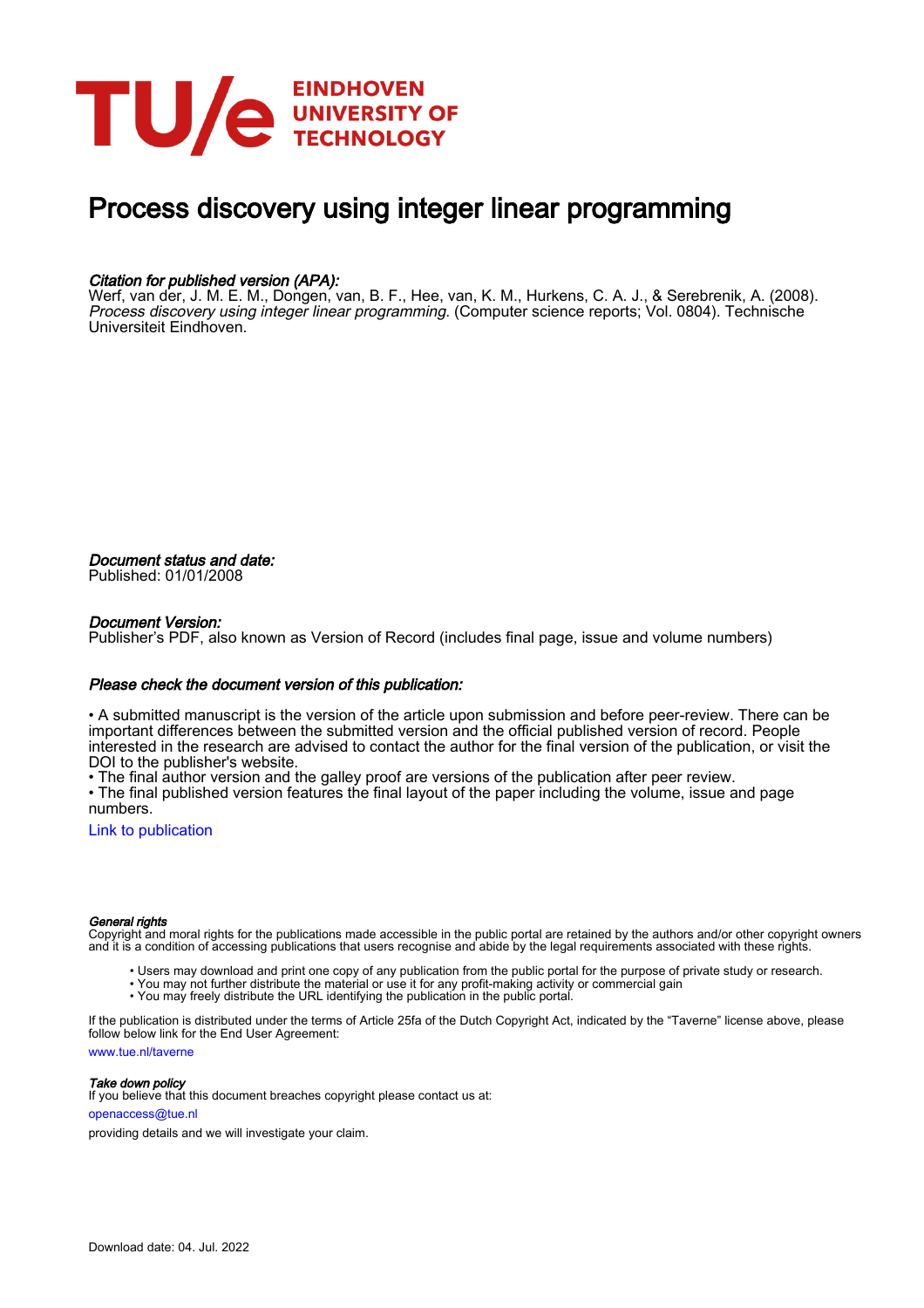# Process discovery using integer linear programming

*Citation for published version (APA):*
Werf, van der, J. M. E. M., Dongen, van, B. F., Hee, van, K. M., Hurkens, C. A. J., & Serebrenik, A. (2008). *Process discovery using integer linear programming.* (Computer science reports; Vol. 0804). Technische Universiteit Eindhoven.

*Document status and date:*
Published: 01/01/2008

*Document Version:*
Publisher's PDF, also known as Version of Record (includes final page, issue and volume numbers)

*Please check the document version of this publication:*

• A submitted manuscript is the version of the article upon submission and before peer-review. There can be important differences between the submitted version and the official published version of record. People interested in the research are advised to contact the author for the final version of the publication, or visit the DOI to the publisher's website.
• The final author version and the galley proof are versions of the publication after peer review.
• The final published version features the final layout of the paper including the volume, issue and page numbers.

Link to publication

*General rights*
Copyright and moral rights for the publications made accessible in the public portal are retained by the authors and/or other copyright owners and it is a condition of accessing publications that users recognise and abide by the legal requirements associated with these rights.

• Users may download and print one copy of any publication from the public portal for the purpose of private study or research.
• You may not further distribute the material or use it for any profit-making activity or commercial gain
• You may freely distribute the URL identifying the publication in the public portal.

If the publication is distributed under the terms of Article 25fa of the Dutch Copyright Act, indicated by the "Taverne" license above, please follow below link for the End User Agreement:
www.tue.nl/taverne

*Take down policy*
If you believe that this document breaches copyright please contact us at:
openaccess@tue.nl
providing details and we will investigate your claim.

Download date: 04. Jul. 2022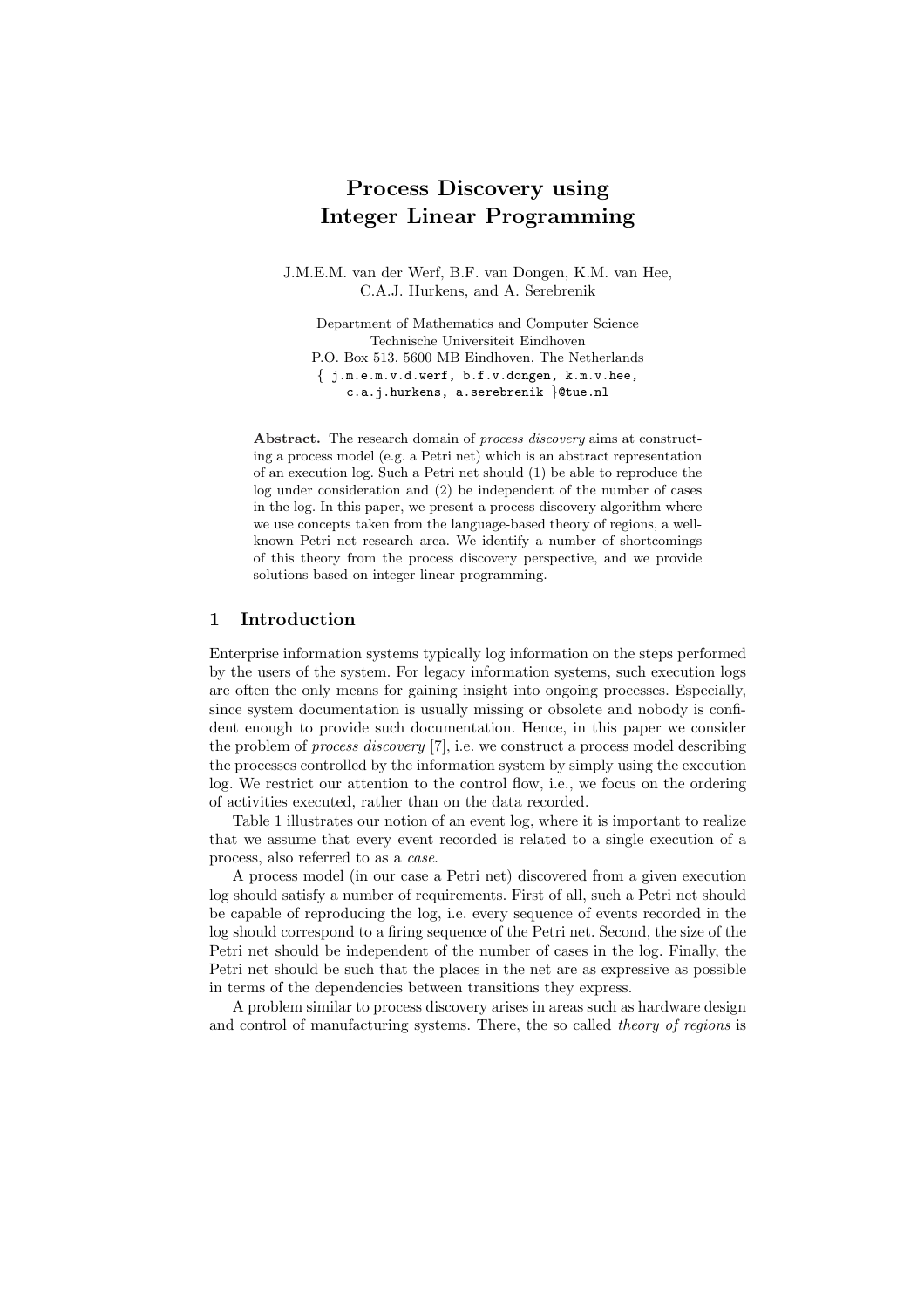# Process Discovery using Integer Linear Programming

J.M.E.M. van der Werf, B.F. van Dongen, K.M. van Hee, C.A.J. Hurkens, and A. Serebrenik

Department of Mathematics and Computer Science
Technische Universiteit Eindhoven
P.O. Box 513, 5600 MB Eindhoven, The Netherlands
{ j.m.e.m.v.d.werf, b.f.v.dongen, k.m.v.hee, c.a.j.hurkens, a.serebrenik }@tue.nl

**Abstract.** The research domain of *process discovery* aims at constructing a process model (e.g. a Petri net) which is an abstract representation of an execution log. Such a Petri net should (1) be able to reproduce the log under consideration and (2) be independent of the number of cases in the log. In this paper, we present a process discovery algorithm where we use concepts taken from the language-based theory of regions, a well-known Petri net research area. We identify a number of shortcomings of this theory from the process discovery perspective, and we provide solutions based on integer linear programming.

## 1 Introduction

Enterprise information systems typically log information on the steps performed by the users of the system. For legacy information systems, such execution logs are often the only means for gaining insight into ongoing processes. Especially, since system documentation is usually missing or obsolete and nobody is confident enough to provide such documentation. Hence, in this paper we consider the problem of *process discovery* [7], i.e. we construct a process model describing the processes controlled by the information system by simply using the execution log. We restrict our attention to the control flow, i.e., we focus on the ordering of activities executed, rather than on the data recorded.

Table 1 illustrates our notion of an event log, where it is important to realize that we assume that every event recorded is related to a single execution of a process, also referred to as a *case*.

A process model (in our case a Petri net) discovered from a given execution log should satisfy a number of requirements. First of all, such a Petri net should be capable of reproducing the log, i.e. every sequence of events recorded in the log should correspond to a firing sequence of the Petri net. Second, the size of the Petri net should be independent of the number of cases in the log. Finally, the Petri net should be such that the places in the net are as expressive as possible in terms of the dependencies between transitions they express.

A problem similar to process discovery arises in areas such as hardware design and control of manufacturing systems. There, the so called *theory of regions* is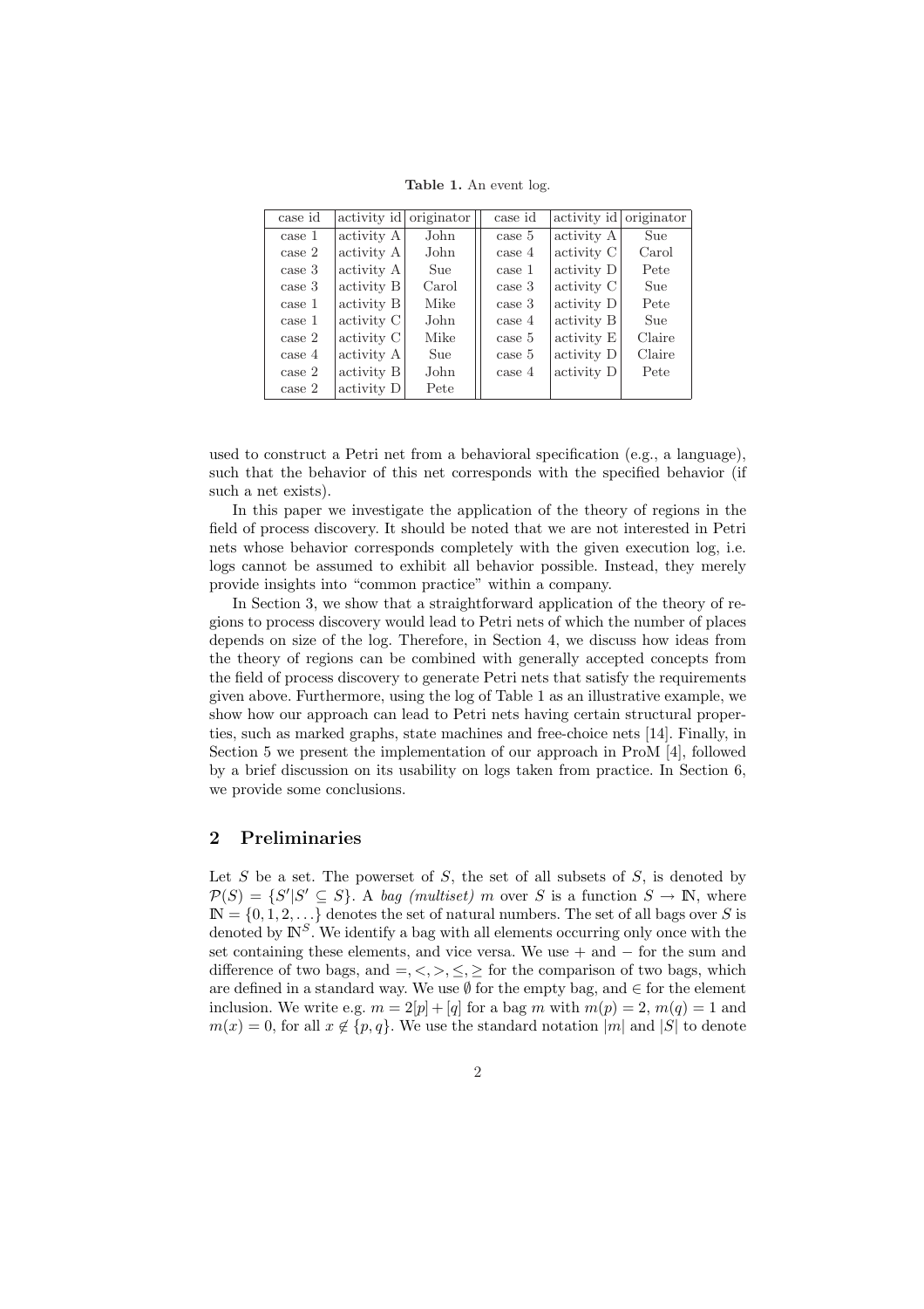**Table 1.** An event log.

| case id | activity id | originator | case id | activity id | originator |
|---|---|---|---|---|---|
| case 1 | activity A | John | case 5 | activity A | Sue |
| case 2 | activity A | John | case 4 | activity C | Carol |
| case 3 | activity A | Sue | case 1 | activity D | Pete |
| case 3 | activity B | Carol | case 3 | activity C | Sue |
| case 1 | activity B | Mike | case 3 | activity D | Pete |
| case 1 | activity C | John | case 4 | activity B | Sue |
| case 2 | activity C | Mike | case 5 | activity E | Claire |
| case 4 | activity A | Sue | case 5 | activity D | Claire |
| case 2 | activity B | John | case 4 | activity D | Pete |
| case 2 | activity D | Pete | | | |

used to construct a Petri net from a behavioral specification (e.g., a language), such that the behavior of this net corresponds with the specified behavior (if such a net exists).

In this paper we investigate the application of the theory of regions in the field of process discovery. It should be noted that we are not interested in Petri nets whose behavior corresponds completely with the given execution log, i.e. logs cannot be assumed to exhibit all behavior possible. Instead, they merely provide insights into "common practice" within a company.

In Section 3, we show that a straightforward application of the theory of regions to process discovery would lead to Petri nets of which the number of places depends on size of the log. Therefore, in Section 4, we discuss how ideas from the theory of regions can be combined with generally accepted concepts from the field of process discovery to generate Petri nets that satisfy the requirements given above. Furthermore, using the log of Table 1 as an illustrative example, we show how our approach can lead to Petri nets having certain structural properties, such as marked graphs, state machines and free-choice nets [14]. Finally, in Section 5 we present the implementation of our approach in ProM [4], followed by a brief discussion on its usability on logs taken from practice. In Section 6, we provide some conclusions.

## 2 Preliminaries

Let $S$ be a set. The powerset of $S$, the set of all subsets of $S$, is denoted by $\mathcal{P}(S) = \{S' | S' \subseteq S\}$. A *bag (multiset)* $m$ over $S$ is a function $S \rightarrow \mathbb{N}$, where $\mathbb{N} = \{0, 1, 2, \ldots\}$ denotes the set of natural numbers. The set of all bags over $S$ is denoted by $\mathbb{N}^S$. We identify a bag with all elements occurring only once with the set containing these elements, and vice versa. We use $+$ and $-$ for the sum and difference of two bags, and $=, <, >, \leq, \geq$ for the comparison of two bags, which are defined in a standard way. We use $\emptyset$ for the empty bag, and $\in$ for the element inclusion. We write e.g. $m = 2[p] + [q]$ for a bag $m$ with $m(p) = 2$, $m(q) = 1$ and $m(x) = 0$, for all $x \notin \{p, q\}$. We use the standard notation $|m|$ and $|S|$ to denote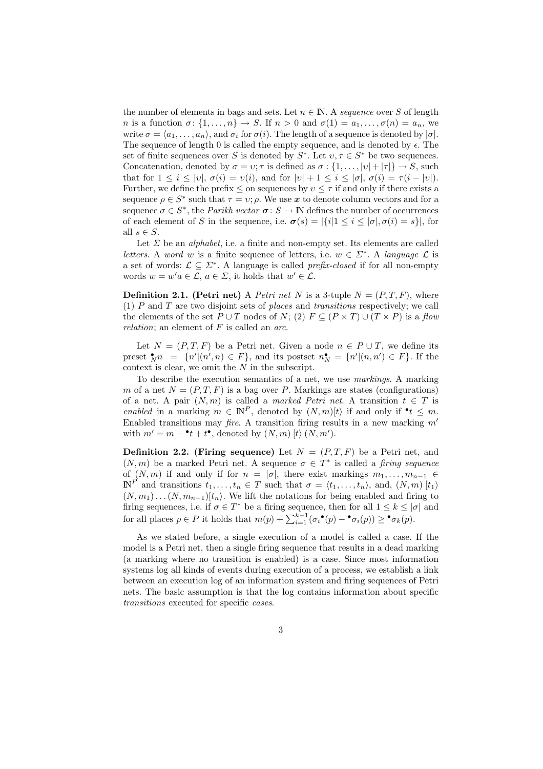the number of elements in bags and sets. Let $n \in \mathbb{N}$. A *sequence* over $S$ of length $n$ is a function $\sigma \colon \{1, \ldots, n\} \to S$. If $n > 0$ and $\sigma(1) = a_1, \ldots, \sigma(n) = a_n$, we write $\sigma = \langle a_1, \ldots, a_n \rangle$, and $\sigma_i$ for $\sigma(i)$. The length of a sequence is denoted by $|\sigma|$. The sequence of length 0 is called the empty sequence, and is denoted by $\epsilon$. The set of finite sequences over $S$ is denoted by $S^*$. Let $\upsilon, \tau \in S^*$ be two sequences. Concatenation, denoted by $\sigma = \upsilon; \tau$ is defined as $\sigma : \{1, \ldots, |\upsilon| + |\tau|\} \to S$, such that for $1 \leq i \leq |\upsilon|$, $\sigma(i) = \upsilon(i)$, and for $|\upsilon| + 1 \leq i \leq |\sigma|$, $\sigma(i) = \tau(i - |\upsilon|)$. Further, we define the prefix $\leq$ on sequences by $\upsilon \leq \tau$ if and only if there exists a sequence $\rho \in S^*$ such that $\tau = \upsilon; \rho$. We use $\boldsymbol{x}$ to denote column vectors and for a sequence $\sigma \in S^*$, the *Parikh vector* $\boldsymbol{\sigma} \colon S \to \mathbb{N}$ defines the number of occurrences of each element of $S$ in the sequence, i.e. $\boldsymbol{\sigma}(s) = |\{i | 1 \leq i \leq |\sigma|, \sigma(i) = s\}|$, for all $s \in S$.

Let $\Sigma$ be an *alphabet*, i.e. a finite and non-empty set. Its elements are called *letters*. A *word* $w$ is a finite sequence of letters, i.e. $w \in \Sigma^*$. A *language* $\mathcal{L}$ is a set of words: $\mathcal{L} \subseteq \Sigma^*$. A language is called *prefix-closed* if for all non-empty words $w = w'a \in \mathcal{L}$, $a \in \Sigma$, it holds that $w' \in \mathcal{L}$.

**Definition 2.1. (Petri net)** A *Petri net* $N$ is a 3-tuple $N = (P, T, F)$, where (1) $P$ and $T$ are two disjoint sets of *places* and *transitions* respectively; we call the elements of the set $P \cup T$ nodes of $N$; (2) $F \subseteq (P \times T) \cup (T \times P)$ is a *flow relation*; an element of $F$ is called an *arc*.

Let $N = (P, T, F)$ be a Petri net. Given a node $n \in P \cup T$, we define its preset $\bullet_N n = \{n' | (n', n) \in F\}$, and its postset $n^\bullet_N = \{n' | (n, n') \in F\}$. If the context is clear, we omit the $N$ in the subscript.

To describe the execution semantics of a net, we use *markings*. A marking $m$ of a net $N = (P, T, F)$ is a bag over $P$. Markings are states (configurations) of a net. A pair $(N, m)$ is called a *marked Petri net*. A transition $t \in T$ is *enabled* in a marking $m \in \mathbb{N}^P$, denoted by $(N, m)[t\rangle$ if and only if $^\bullet t \leq m$. Enabled transitions may *fire*. A transition firing results in a new marking $m'$ with $m' = m - {}^\bullet t + t^\bullet$, denoted by $(N, m)\;[t\rangle\;(N, m')$.

**Definition 2.2. (Firing sequence)** Let $N = (P, T, F)$ be a Petri net, and $(N, m)$ be a marked Petri net. A sequence $\sigma \in T^*$ is called a *firing sequence* of $(N, m)$ if and only if for $n = |\sigma|$, there exist markings $m_1, \ldots, m_{n-1} \in \mathbb{N}^P$ and transitions $t_1, \ldots, t_n \in T$ such that $\sigma = \langle t_1, \ldots, t_n \rangle$, and, $(N, m)\;[t_1\rangle\;(N, m_1) \ldots (N, m_{n-1})[t_n\rangle$. We lift the notations for being enabled and firing to firing sequences, i.e. if $\sigma \in T^*$ be a firing sequence, then for all $1 \leq k \leq |\sigma|$ and for all places $p \in P$ it holds that $m(p) + \sum_{i=1}^{k-1}(\sigma_i{}^\bullet(p) - {}^\bullet\sigma_i(p)) \geq {}^\bullet\sigma_k(p)$.

As we stated before, a single execution of a model is called a case. If the model is a Petri net, then a single firing sequence that results in a dead marking (a marking where no transition is enabled) is a case. Since most information systems log all kinds of events during execution of a process, we establish a link between an execution log of an information system and firing sequences of Petri nets. The basic assumption is that the log contains information about specific *transitions* executed for specific *cases*.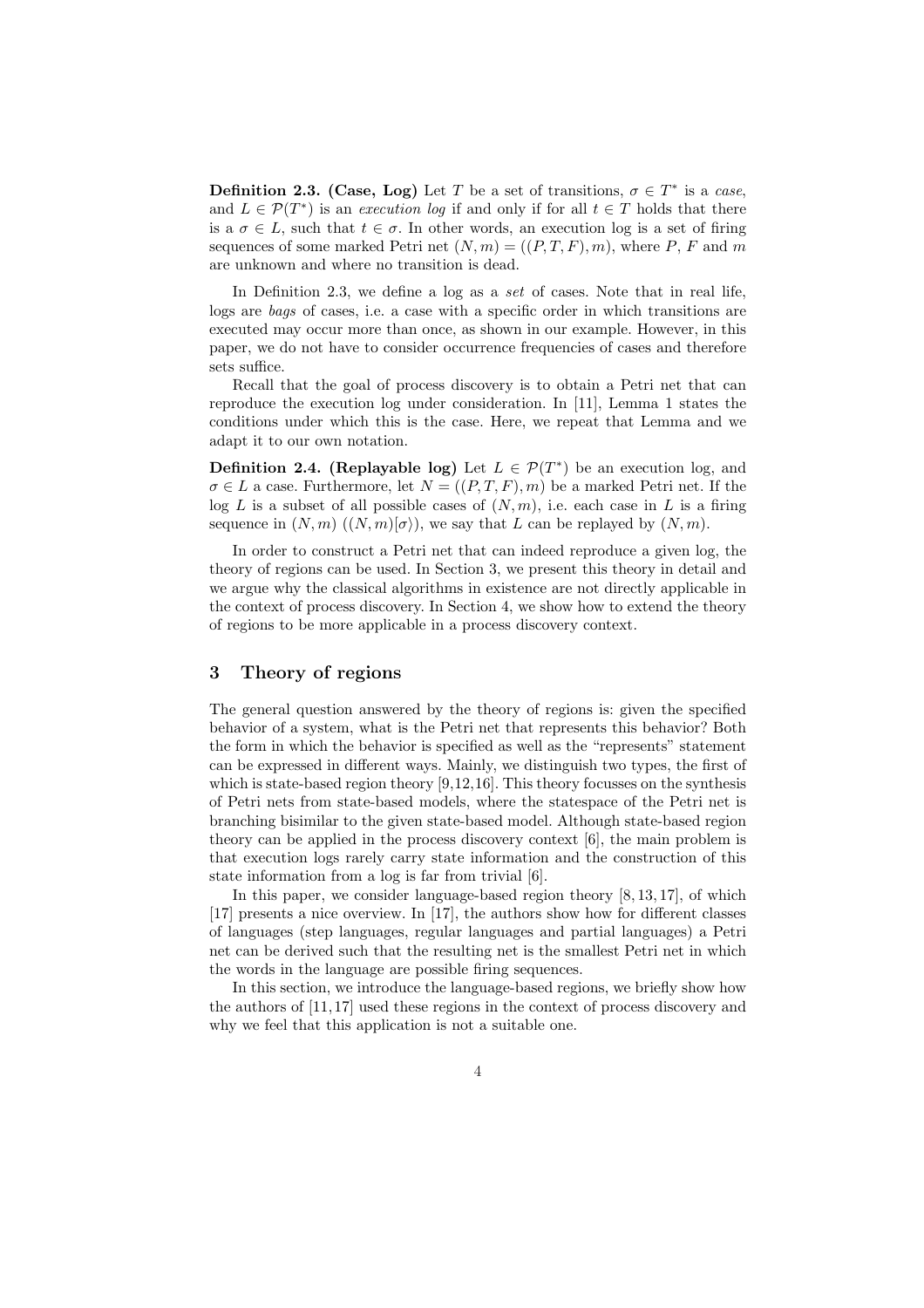**Definition 2.3. (Case, Log)** Let $T$ be a set of transitions, $\sigma \in T^*$ is a *case*, and $L \in \mathcal{P}(T^*)$ is an *execution log* if and only if for all $t \in T$ holds that there is a $\sigma \in L$, such that $t \in \sigma$. In other words, an execution log is a set of firing sequences of some marked Petri net $(N, m) = ((P, T, F), m)$, where $P$, $F$ and $m$ are unknown and where no transition is dead.

In Definition 2.3, we define a log as a *set* of cases. Note that in real life, logs are *bags* of cases, i.e. a case with a specific order in which transitions are executed may occur more than once, as shown in our example. However, in this paper, we do not have to consider occurrence frequencies of cases and therefore sets suffice.

Recall that the goal of process discovery is to obtain a Petri net that can reproduce the execution log under consideration. In [11], Lemma 1 states the conditions under which this is the case. Here, we repeat that Lemma and we adapt it to our own notation.

**Definition 2.4. (Replayable log)** Let $L \in \mathcal{P}(T^*)$ be an execution log, and $\sigma \in L$ a case. Furthermore, let $N = ((P, T, F), m)$ be a marked Petri net. If the log $L$ is a subset of all possible cases of $(N, m)$, i.e. each case in $L$ is a firing sequence in $(N, m)$ ($(N, m)[\sigma\rangle$), we say that $L$ can be replayed by $(N, m)$.

In order to construct a Petri net that can indeed reproduce a given log, the theory of regions can be used. In Section 3, we present this theory in detail and we argue why the classical algorithms in existence are not directly applicable in the context of process discovery. In Section 4, we show how to extend the theory of regions to be more applicable in a process discovery context.

# 3 Theory of regions

The general question answered by the theory of regions is: given the specified behavior of a system, what is the Petri net that represents this behavior? Both the form in which the behavior is specified as well as the "represents" statement can be expressed in different ways. Mainly, we distinguish two types, the first of which is state-based region theory [9,12,16]. This theory focusses on the synthesis of Petri nets from state-based models, where the statespace of the Petri net is branching bisimilar to the given state-based model. Although state-based region theory can be applied in the process discovery context [6], the main problem is that execution logs rarely carry state information and the construction of this state information from a log is far from trivial [6].

In this paper, we consider language-based region theory [8, 13, 17], of which [17] presents a nice overview. In [17], the authors show how for different classes of languages (step languages, regular languages and partial languages) a Petri net can be derived such that the resulting net is the smallest Petri net in which the words in the language are possible firing sequences.

In this section, we introduce the language-based regions, we briefly show how the authors of [11, 17] used these regions in the context of process discovery and why we feel that this application is not a suitable one.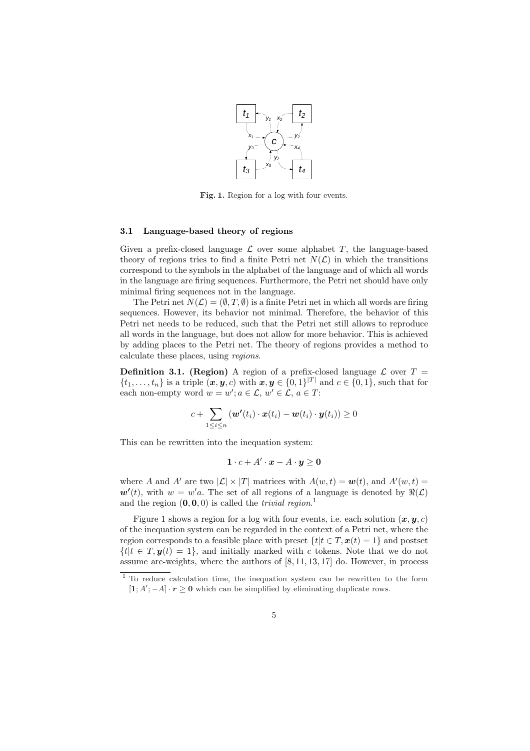Fig. 1. Region for a log with four events.

### 3.1 Language-based theory of regions

Given a prefix-closed language $\mathcal{L}$ over some alphabet $T$, the language-based theory of regions tries to find a finite Petri net $N(\mathcal{L})$ in which the transitions correspond to the symbols in the alphabet of the language and of which all words in the language are firing sequences. Furthermore, the Petri net should have only minimal firing sequences not in the language.

The Petri net $N(\mathcal{L}) = (\emptyset, T, \emptyset)$ is a finite Petri net in which all words are firing sequences. However, its behavior not minimal. Therefore, the behavior of this Petri net needs to be reduced, such that the Petri net still allows to reproduce all words in the language, but does not allow for more behavior. This is achieved by adding places to the Petri net. The theory of regions provides a method to calculate these places, using *regions*.

**Definition 3.1. (Region)** A region of a prefix-closed language $\mathcal{L}$ over $T = \{t_1, \ldots, t_n\}$ is a triple $(\boldsymbol{x}, \boldsymbol{y}, c)$ with $\boldsymbol{x}, \boldsymbol{y} \in \{0,1\}^{|T|}$ and $c \in \{0,1\}$, such that for each non-empty word $w = w'; a \in \mathcal{L}$, $w' \in \mathcal{L}$, $a \in T$:

$$c + \sum_{1 \leq i \leq n} (\boldsymbol{w'}(t_i) \cdot \boldsymbol{x}(t_i) - \boldsymbol{w}(t_i) \cdot \boldsymbol{y}(t_i)) \geq 0$$

This can be rewritten into the inequation system:

$$\mathbf{1} \cdot c + A' \cdot \boldsymbol{x} - A \cdot \boldsymbol{y} \geq \mathbf{0}$$

where $A$ and $A'$ are two $|\mathcal{L}| \times |T|$ matrices with $A(w,t) = \boldsymbol{w}(t)$, and $A'(w,t) = \boldsymbol{w'}(t)$, with $w = w'a$. The set of all regions of a language is denoted by $\Re(\mathcal{L})$ and the region $(\mathbf{0}, \mathbf{0}, 0)$ is called the *trivial region*.[1]

Figure 1 shows a region for a log with four events, i.e. each solution $(\boldsymbol{x}, \boldsymbol{y}, c)$ of the inequation system can be regarded in the context of a Petri net, where the region corresponds to a feasible place with preset $\{t | t \in T, \boldsymbol{x}(t) = 1\}$ and postset $\{t | t \in T, \boldsymbol{y}(t) = 1\}$, and initially marked with $c$ tokens. Note that we do not assume arc-weights, where the authors of [8, 11, 13, 17] do. However, in process

[1] To reduce calculation time, the inequation system can be rewritten to the form $[\mathbf{1}; A'; -A] \cdot \boldsymbol{r} \geq \mathbf{0}$ which can be simplified by eliminating duplicate rows.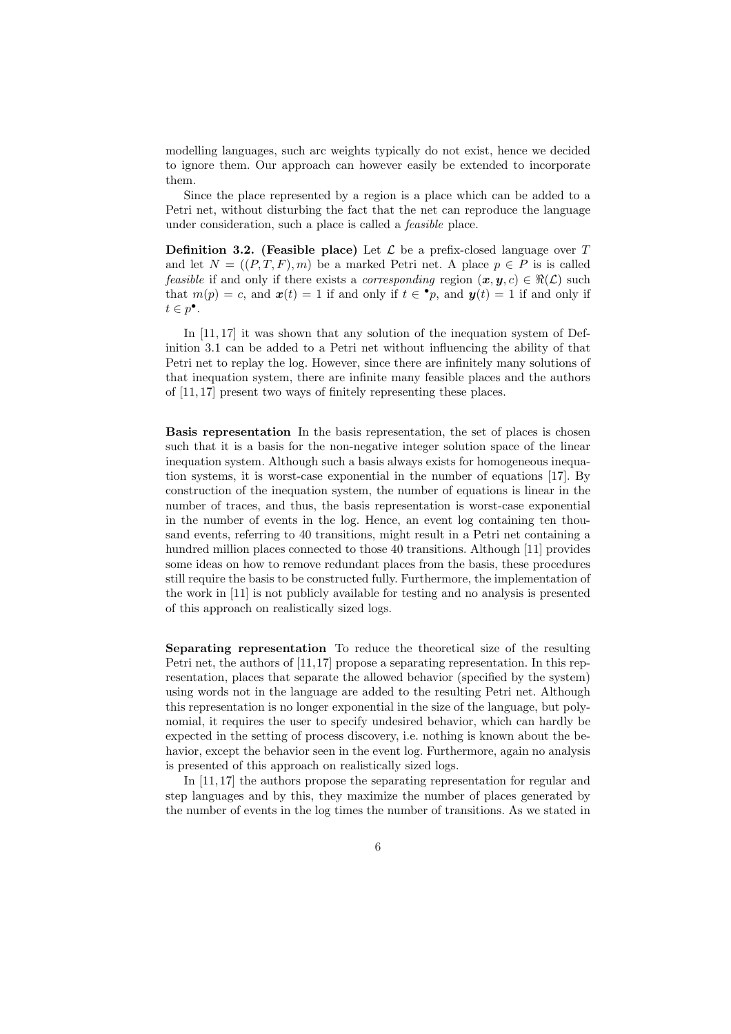modelling languages, such arc weights typically do not exist, hence we decided to ignore them. Our approach can however easily be extended to incorporate them.

Since the place represented by a region is a place which can be added to a Petri net, without disturbing the fact that the net can reproduce the language under consideration, such a place is called a *feasible* place.

**Definition 3.2. (Feasible place)** Let $\mathcal{L}$ be a prefix-closed language over $T$ and let $N = ((P, T, F), m)$ be a marked Petri net. A place $p \in P$ is called *feasible* if and only if there exists a *corresponding* region $(\boldsymbol{x}, \boldsymbol{y}, c) \in \Re(\mathcal{L})$ such that $m(p) = c$, and $\boldsymbol{x}(t) = 1$ if and only if $t \in {}^{\bullet}p$, and $\boldsymbol{y}(t) = 1$ if and only if $t \in p^{\bullet}$.

In [11, 17] it was shown that any solution of the inequation system of Definition 3.1 can be added to a Petri net without influencing the ability of that Petri net to replay the log. However, since there are infinitely many solutions of that inequation system, there are infinite many feasible places and the authors of [11, 17] present two ways of finitely representing these places.

**Basis representation** In the basis representation, the set of places is chosen such that it is a basis for the non-negative integer solution space of the linear inequation system. Although such a basis always exists for homogeneous inequation systems, it is worst-case exponential in the number of equations [17]. By construction of the inequation system, the number of equations is linear in the number of traces, and thus, the basis representation is worst-case exponential in the number of events in the log. Hence, an event log containing ten thousand events, referring to 40 transitions, might result in a Petri net containing a hundred million places connected to those 40 transitions. Although [11] provides some ideas on how to remove redundant places from the basis, these procedures still require the basis to be constructed fully. Furthermore, the implementation of the work in [11] is not publicly available for testing and no analysis is presented of this approach on realistically sized logs.

**Separating representation** To reduce the theoretical size of the resulting Petri net, the authors of [11,17] propose a separating representation. In this representation, places that separate the allowed behavior (specified by the system) using words not in the language are added to the resulting Petri net. Although this representation is no longer exponential in the size of the language, but polynomial, it requires the user to specify undesired behavior, which can hardly be expected in the setting of process discovery, i.e. nothing is known about the behavior, except the behavior seen in the event log. Furthermore, again no analysis is presented of this approach on realistically sized logs.

In [11, 17] the authors propose the separating representation for regular and step languages and by this, they maximize the number of places generated by the number of events in the log times the number of transitions. As we stated in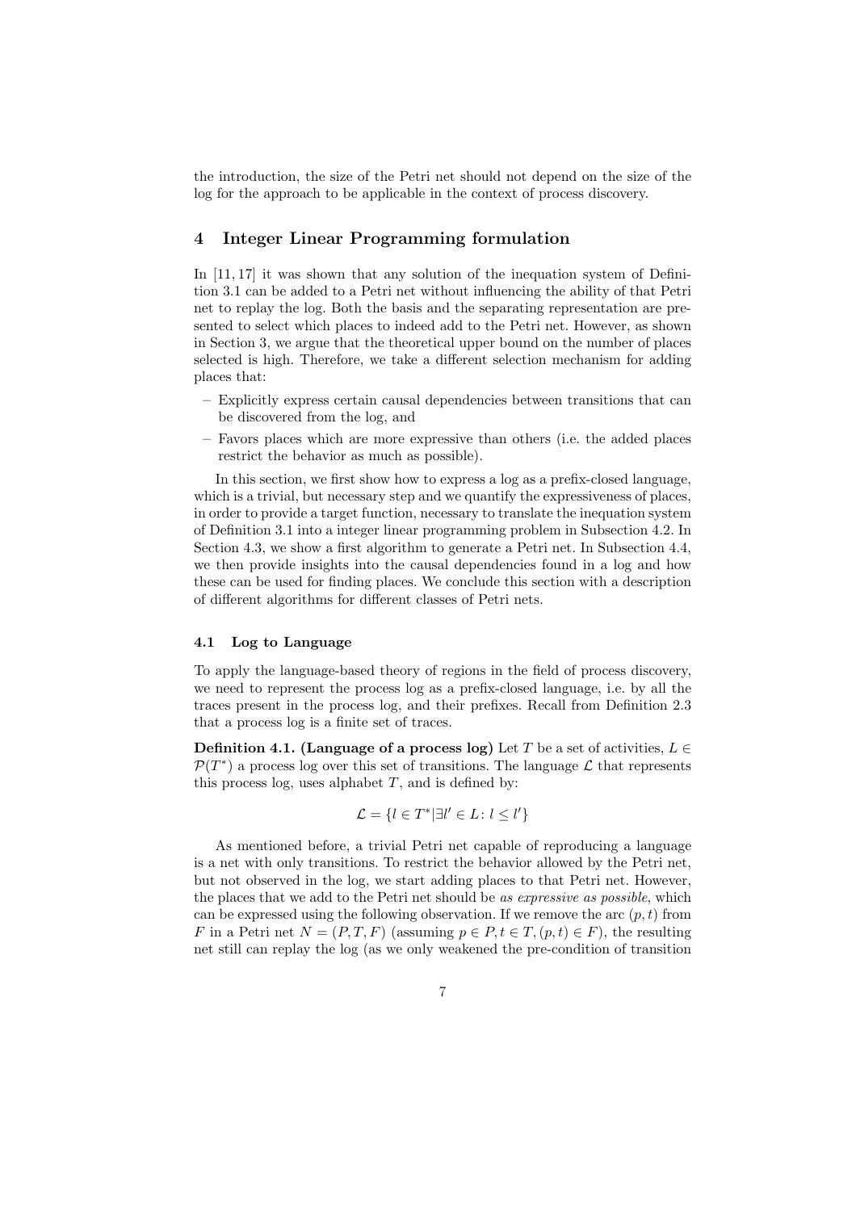the introduction, the size of the Petri net should not depend on the size of the log for the approach to be applicable in the context of process discovery.

## 4 Integer Linear Programming formulation

In [11, 17] it was shown that any solution of the inequation system of Definition 3.1 can be added to a Petri net without influencing the ability of that Petri net to replay the log. Both the basis and the separating representation are presented to select which places to indeed add to the Petri net. However, as shown in Section 3, we argue that the theoretical upper bound on the number of places selected is high. Therefore, we take a different selection mechanism for adding places that:

- Explicitly express certain causal dependencies between transitions that can be discovered from the log, and
- Favors places which are more expressive than others (i.e. the added places restrict the behavior as much as possible).

In this section, we first show how to express a log as a prefix-closed language, which is a trivial, but necessary step and we quantify the expressiveness of places, in order to provide a target function, necessary to translate the inequation system of Definition 3.1 into a integer linear programming problem in Subsection 4.2. In Section 4.3, we show a first algorithm to generate a Petri net. In Subsection 4.4, we then provide insights into the causal dependencies found in a log and how these can be used for finding places. We conclude this section with a description of different algorithms for different classes of Petri nets.

### 4.1 Log to Language

To apply the language-based theory of regions in the field of process discovery, we need to represent the process log as a prefix-closed language, i.e. by all the traces present in the process log, and their prefixes. Recall from Definition 2.3 that a process log is a finite set of traces.

**Definition 4.1. (Language of a process log)** Let $T$ be a set of activities, $L \in \mathcal{P}(T^*)$ a process log over this set of transitions. The language $\mathcal{L}$ that represents this process log, uses alphabet $T$, and is defined by:

$$\mathcal{L} = \{l \in T^* | \exists l' \in L : l \leq l'\}$$

As mentioned before, a trivial Petri net capable of reproducing a language is a net with only transitions. To restrict the behavior allowed by the Petri net, but not observed in the log, we start adding places to that Petri net. However, the places that we add to the Petri net should be *as expressive as possible*, which can be expressed using the following observation. If we remove the arc $(p, t)$ from $F$ in a Petri net $N = (P, T, F)$ (assuming $p \in P, t \in T, (p, t) \in F$), the resulting net still can replay the log (as we only weakened the pre-condition of transition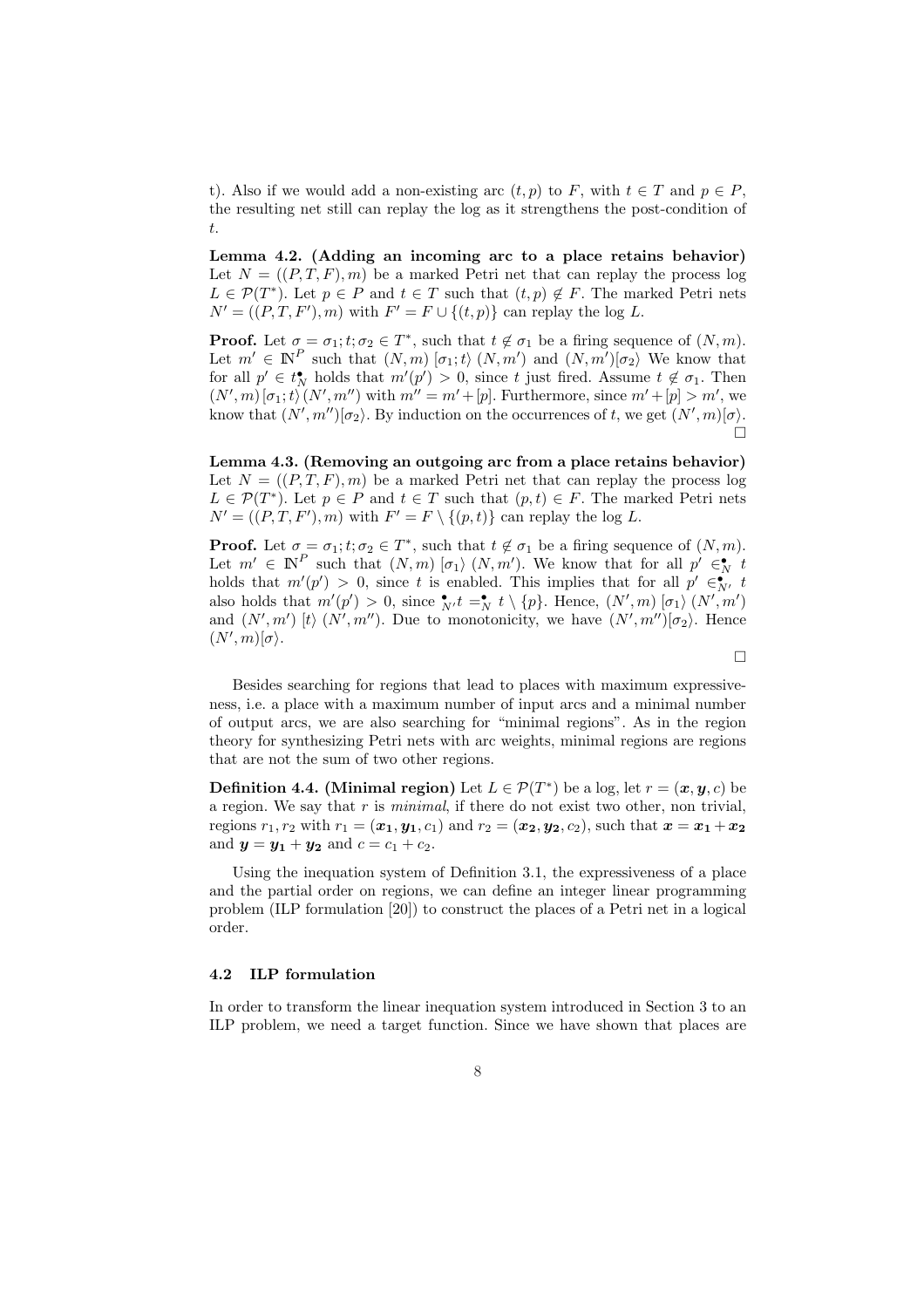t). Also if we would add a non-existing arc $(t, p)$ to $F$, with $t \in T$ and $p \in P$, the resulting net still can replay the log as it strengthens the post-condition of $t$.

**Lemma 4.2. (Adding an incoming arc to a place retains behavior)** Let $N = ((P, T, F), m)$ be a marked Petri net that can replay the process log $L \in \mathcal{P}(T^*)$. Let $p \in P$ and $t \in T$ such that $(t, p) \notin F$. The marked Petri nets $N' = ((P, T, F'), m)$ with $F' = F \cup \{(t, p)\}$ can replay the log $L$.

**Proof.** Let $\sigma = \sigma_1; t; \sigma_2 \in T^*$, such that $t \notin \sigma_1$ be a firing sequence of $(N, m)$. Let $m' \in \mathbb{N}^P$ such that $(N, m)\,[\sigma_1; t\rangle\,(N, m')$ and $(N, m')[\sigma_2\rangle$ We know that for all $p' \in t^\bullet_N$ holds that $m'(p') > 0$, since $t$ just fired. Assume $t \notin \sigma_1$. Then $(N', m)\,[\sigma_1; t\rangle\,(N', m'')$ with $m'' = m' + [p]$. Furthermore, since $m' + [p] > m'$, we know that $(N', m'')[\sigma_2\rangle$. By induction on the occurrences of $t$, we get $(N', m)[\sigma\rangle$. □

**Lemma 4.3. (Removing an outgoing arc from a place retains behavior)** Let $N = ((P, T, F), m)$ be a marked Petri net that can replay the process log $L \in \mathcal{P}(T^*)$. Let $p \in P$ and $t \in T$ such that $(p, t) \in F$. The marked Petri nets $N' = ((P, T, F'), m)$ with $F' = F \setminus \{(p, t)\}$ can replay the log $L$.

**Proof.** Let $\sigma = \sigma_1; t; \sigma_2 \in T^*$, such that $t \notin \sigma_1$ be a firing sequence of $(N, m)$. Let $m' \in \mathbb{N}^P$ such that $(N, m)\,[\sigma_1\rangle\,(N, m')$. We know that for all $p' \in^\bullet_N t$ holds that $m'(p') > 0$, since $t$ is enabled. This implies that for all $p' \in^\bullet_{N'} t$ also holds that $m'(p') > 0$, since ${}^\bullet_{N'}t =^\bullet_N t \setminus \{p\}$. Hence, $(N', m)\,[\sigma_1\rangle\,(N', m')$ and $(N', m')\,[t\rangle\,(N', m'')$. Due to monotonicity, we have $(N', m'')[\sigma_2\rangle$. Hence $(N', m)[\sigma\rangle$.

□

Besides searching for regions that lead to places with maximum expressiveness, i.e. a place with a maximum number of input arcs and a minimal number of output arcs, we are also searching for "minimal regions". As in the region theory for synthesizing Petri nets with arc weights, minimal regions are regions that are not the sum of two other regions.

**Definition 4.4. (Minimal region)** Let $L \in \mathcal{P}(T^*)$ be a log, let $r = (\boldsymbol{x}, \boldsymbol{y}, c)$ be a region. We say that $r$ is *minimal*, if there do not exist two other, non trivial, regions $r_1, r_2$ with $r_1 = (\boldsymbol{x_1}, \boldsymbol{y_1}, c_1)$ and $r_2 = (\boldsymbol{x_2}, \boldsymbol{y_2}, c_2)$, such that $\boldsymbol{x} = \boldsymbol{x_1} + \boldsymbol{x_2}$ and $\boldsymbol{y} = \boldsymbol{y_1} + \boldsymbol{y_2}$ and $c = c_1 + c_2$.

Using the inequation system of Definition 3.1, the expressiveness of a place and the partial order on regions, we can define an integer linear programming problem (ILP formulation [20]) to construct the places of a Petri net in a logical order.

### 4.2 ILP formulation

In order to transform the linear inequation system introduced in Section 3 to an ILP problem, we need a target function. Since we have shown that places are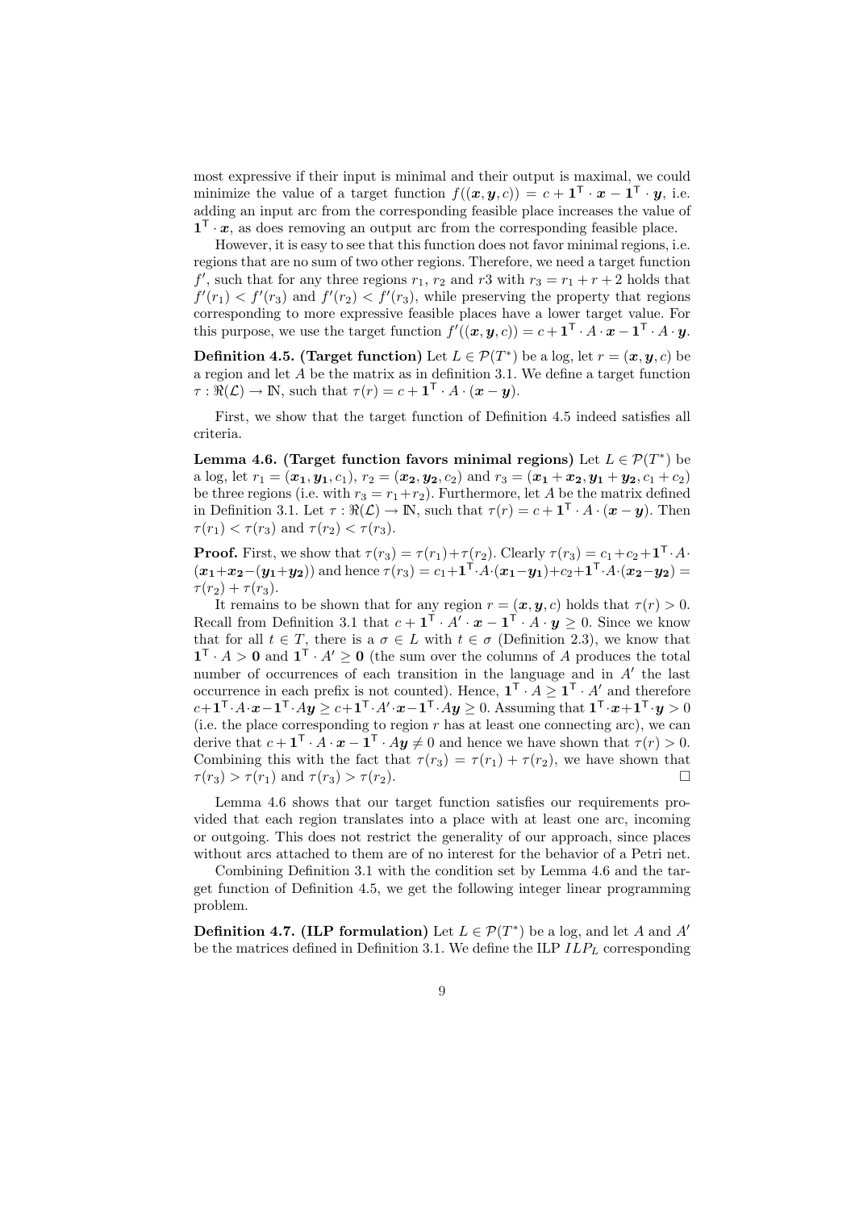most expressive if their input is minimal and their output is maximal, we could minimize the value of a target function $f((\boldsymbol{x}, \boldsymbol{y}, c)) = c + \mathbf{1}^\intercal \cdot \boldsymbol{x} - \mathbf{1}^\intercal \cdot \boldsymbol{y}$, i.e. adding an input arc from the corresponding feasible place increases the value of $\mathbf{1}^\intercal \cdot \boldsymbol{x}$, as does removing an output arc from the corresponding feasible place.

However, it is easy to see that this function does not favor minimal regions, i.e. regions that are no sum of two other regions. Therefore, we need a target function $f'$, such that for any three regions $r_1$, $r_2$ and $r3$ with $r_3 = r_1 + r + 2$ holds that $f'(r_1) < f'(r_3)$ and $f'(r_2) < f'(r_3)$, while preserving the property that regions corresponding to more expressive feasible places have a lower target value. For this purpose, we use the target function $f'((\boldsymbol{x}, \boldsymbol{y}, c)) = c + \mathbf{1}^\intercal \cdot A \cdot \boldsymbol{x} - \mathbf{1}^\intercal \cdot A \cdot \boldsymbol{y}$.

**Definition 4.5. (Target function)** Let $L \in \mathcal{P}(T^*)$ be a log, let $r = (\boldsymbol{x}, \boldsymbol{y}, c)$ be a region and let $A$ be the matrix as in definition 3.1. We define a target function $\tau : \Re(\mathcal{L}) \rightarrow \mathbb{N}$, such that $\tau(r) = c + \mathbf{1}^\intercal \cdot A \cdot (\boldsymbol{x} - \boldsymbol{y})$.

First, we show that the target function of Definition 4.5 indeed satisfies all criteria.

**Lemma 4.6. (Target function favors minimal regions)** Let $L \in \mathcal{P}(T^*)$ be a log, let $r_1 = (\boldsymbol{x_1}, \boldsymbol{y_1}, c_1)$, $r_2 = (\boldsymbol{x_2}, \boldsymbol{y_2}, c_2)$ and $r_3 = (\boldsymbol{x_1} + \boldsymbol{x_2}, \boldsymbol{y_1} + \boldsymbol{y_2}, c_1 + c_2)$ be three regions (i.e. with $r_3 = r_1 + r_2$). Furthermore, let $A$ be the matrix defined in Definition 3.1. Let $\tau : \Re(\mathcal{L}) \rightarrow \mathbb{N}$, such that $\tau(r) = c + \mathbf{1}^\intercal \cdot A \cdot (\boldsymbol{x} - \boldsymbol{y})$. Then $\tau(r_1) < \tau(r_3)$ and $\tau(r_2) < \tau(r_3)$.

**Proof.** First, we show that $\tau(r_3) = \tau(r_1) + \tau(r_2)$. Clearly $\tau(r_3) = c_1 + c_2 + \mathbf{1}^\intercal \cdot A \cdot (\boldsymbol{x_1} + \boldsymbol{x_2} - (\boldsymbol{y_1} + \boldsymbol{y_2}))$ and hence $\tau(r_3) = c_1 + \mathbf{1}^\intercal \cdot A \cdot (\boldsymbol{x_1} - \boldsymbol{y_1}) + c_2 + \mathbf{1}^\intercal \cdot A \cdot (\boldsymbol{x_2} - \boldsymbol{y_2}) = \tau(r_2) + \tau(r_3)$.

It remains to be shown that for any region $r = (\boldsymbol{x}, \boldsymbol{y}, c)$ holds that $\tau(r) > 0$. Recall from Definition 3.1 that $c + \mathbf{1}^\intercal \cdot A' \cdot \boldsymbol{x} - \mathbf{1}^\intercal \cdot A \cdot \boldsymbol{y} \geq 0$. Since we know that for all $t \in T$, there is a $\sigma \in L$ with $t \in \sigma$ (Definition 2.3), we know that $\mathbf{1}^\intercal \cdot A > \mathbf{0}$ and $\mathbf{1}^\intercal \cdot A' \geq \mathbf{0}$ (the sum over the columns of $A$ produces the total number of occurrences of each transition in the language and in $A'$ the last occurrence in each prefix is not counted). Hence, $\mathbf{1}^\intercal \cdot A \geq \mathbf{1}^\intercal \cdot A'$ and therefore $c + \mathbf{1}^\intercal \cdot A \cdot \boldsymbol{x} - \mathbf{1}^\intercal \cdot A\boldsymbol{y} \geq c + \mathbf{1}^\intercal \cdot A' \cdot \boldsymbol{x} - \mathbf{1}^\intercal \cdot A\boldsymbol{y} \geq 0$. Assuming that $\mathbf{1}^\intercal \cdot \boldsymbol{x} + \mathbf{1}^\intercal \cdot \boldsymbol{y} > 0$ (i.e. the place corresponding to region $r$ has at least one connecting arc), we can derive that $c + \mathbf{1}^\intercal \cdot A \cdot \boldsymbol{x} - \mathbf{1}^\intercal \cdot A\boldsymbol{y} \neq 0$ and hence we have shown that $\tau(r) > 0$. Combining this with the fact that $\tau(r_3) = \tau(r_1) + \tau(r_2)$, we have shown that $\tau(r_3) > \tau(r_1)$ and $\tau(r_3) > \tau(r_2)$. □

Lemma 4.6 shows that our target function satisfies our requirements provided that each region translates into a place with at least one arc, incoming or outgoing. This does not restrict the generality of our approach, since places without arcs attached to them are of no interest for the behavior of a Petri net.

Combining Definition 3.1 with the condition set by Lemma 4.6 and the target function of Definition 4.5, we get the following integer linear programming problem.

**Definition 4.7. (ILP formulation)** Let $L \in \mathcal{P}(T^*)$ be a log, and let $A$ and $A'$ be the matrices defined in Definition 3.1. We define the ILP $ILP_L$ corresponding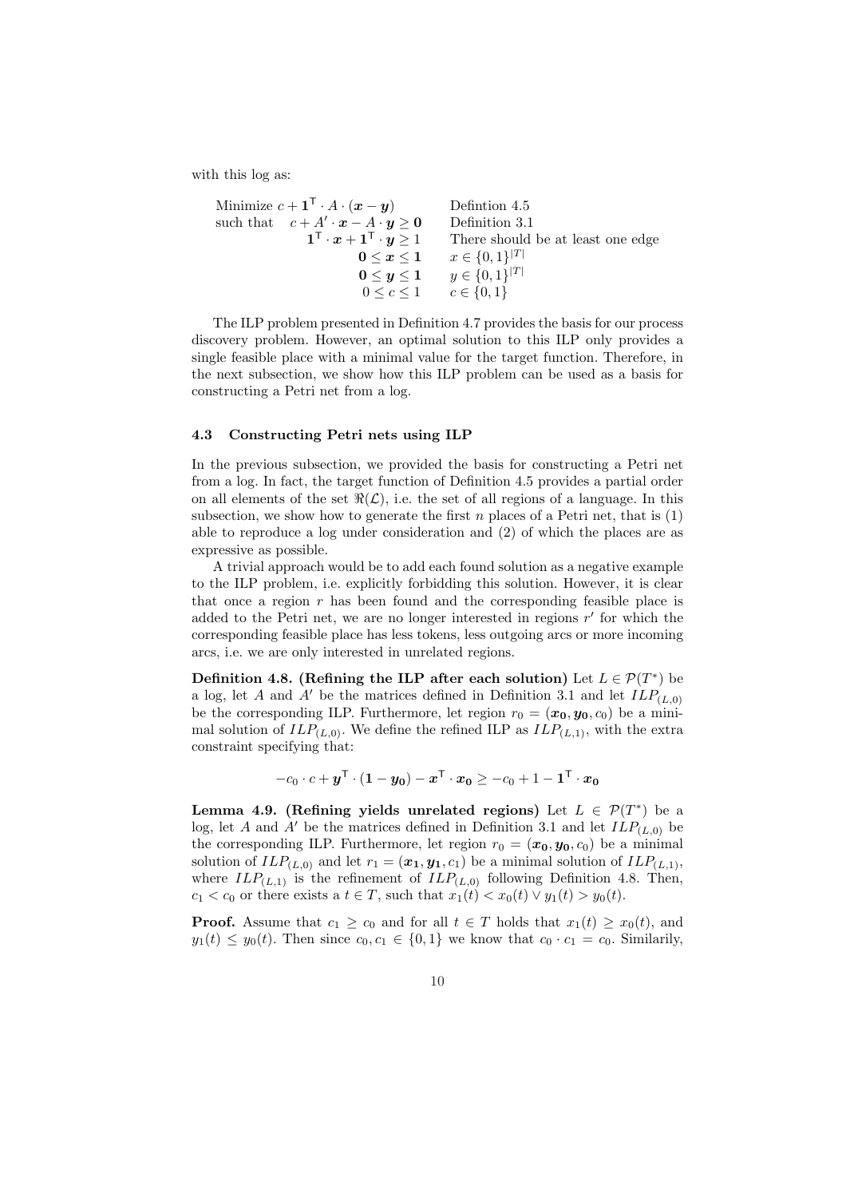with this log as:

$$
\begin{array}{rll}
\text{Minimize } & c + \mathbf{1}^\intercal \cdot A \cdot (\boldsymbol{x} - \boldsymbol{y}) & \text{Defintion 4.5} \\
\text{such that } & c + A' \cdot \boldsymbol{x} - A \cdot \boldsymbol{y} \geq \mathbf{0} & \text{Definition 3.1} \\
 & \mathbf{1}^\intercal \cdot \boldsymbol{x} + \mathbf{1}^\intercal \cdot \boldsymbol{y} \geq 1 & \text{There should be at least one edge} \\
 & \mathbf{0} \leq \boldsymbol{x} \leq \mathbf{1} & x \in \{0,1\}^{|T|} \\
 & \mathbf{0} \leq \boldsymbol{y} \leq \mathbf{1} & y \in \{0,1\}^{|T|} \\
 & 0 \leq c \leq 1 & c \in \{0,1\}
\end{array}
$$

The ILP problem presented in Definition 4.7 provides the basis for our process discovery problem. However, an optimal solution to this ILP only provides a single feasible place with a minimal value for the target function. Therefore, in the next subsection, we show how this ILP problem can be used as a basis for constructing a Petri net from a log.

### 4.3 Constructing Petri nets using ILP

In the previous subsection, we provided the basis for constructing a Petri net from a log. In fact, the target function of Definition 4.5 provides a partial order on all elements of the set $\Re(\mathcal{L})$, i.e. the set of all regions of a language. In this subsection, we show how to generate the first $n$ places of a Petri net, that is (1) able to reproduce a log under consideration and (2) of which the places are as expressive as possible.

A trivial approach would be to add each found solution as a negative example to the ILP problem, i.e. explicitly forbidding this solution. However, it is clear that once a region $r$ has been found and the corresponding feasible place is added to the Petri net, we are no longer interested in regions $r'$ for which the corresponding feasible place has less tokens, less outgoing arcs or more incoming arcs, i.e. we are only interested in unrelated regions.

**Definition 4.8. (Refining the ILP after each solution)** Let $L \in \mathcal{P}(T^*)$ be a log, let $A$ and $A'$ be the matrices defined in Definition 3.1 and let $ILP_{(L,0)}$ be the corresponding ILP. Furthermore, let region $r_0 = (\boldsymbol{x_0}, \boldsymbol{y_0}, c_0)$ be a minimal solution of $ILP_{(L,0)}$. We define the refined ILP as $ILP_{(L,1)}$, with the extra constraint specifying that:

$$
-c_0 \cdot c + \boldsymbol{y}^\intercal \cdot (\mathbf{1} - \boldsymbol{y_0}) - \boldsymbol{x}^\intercal \cdot \boldsymbol{x_0} \geq -c_0 + 1 - \mathbf{1}^\intercal \cdot \boldsymbol{x_0}
$$

**Lemma 4.9. (Refining yields unrelated regions)** Let $L \in \mathcal{P}(T^*)$ be a log, let $A$ and $A'$ be the matrices defined in Definition 3.1 and let $ILP_{(L,0)}$ be the corresponding ILP. Furthermore, let region $r_0 = (\boldsymbol{x_0}, \boldsymbol{y_0}, c_0)$ be a minimal solution of $ILP_{(L,0)}$ and let $r_1 = (\boldsymbol{x_1}, \boldsymbol{y_1}, c_1)$ be a minimal solution of $ILP_{(L,1)}$, where $ILP_{(L,1)}$ is the refinement of $ILP_{(L,0)}$ following Definition 4.8. Then, $c_1 < c_0$ or there exists a $t \in T$, such that $x_1(t) < x_0(t) \vee y_1(t) > y_0(t)$.

**Proof.** Assume that $c_1 \geq c_0$ and for all $t \in T$ holds that $x_1(t) \geq x_0(t)$, and $y_1(t) \leq y_0(t)$. Then since $c_0, c_1 \in \{0,1\}$ we know that $c_0 \cdot c_1 = c_0$. Similarily,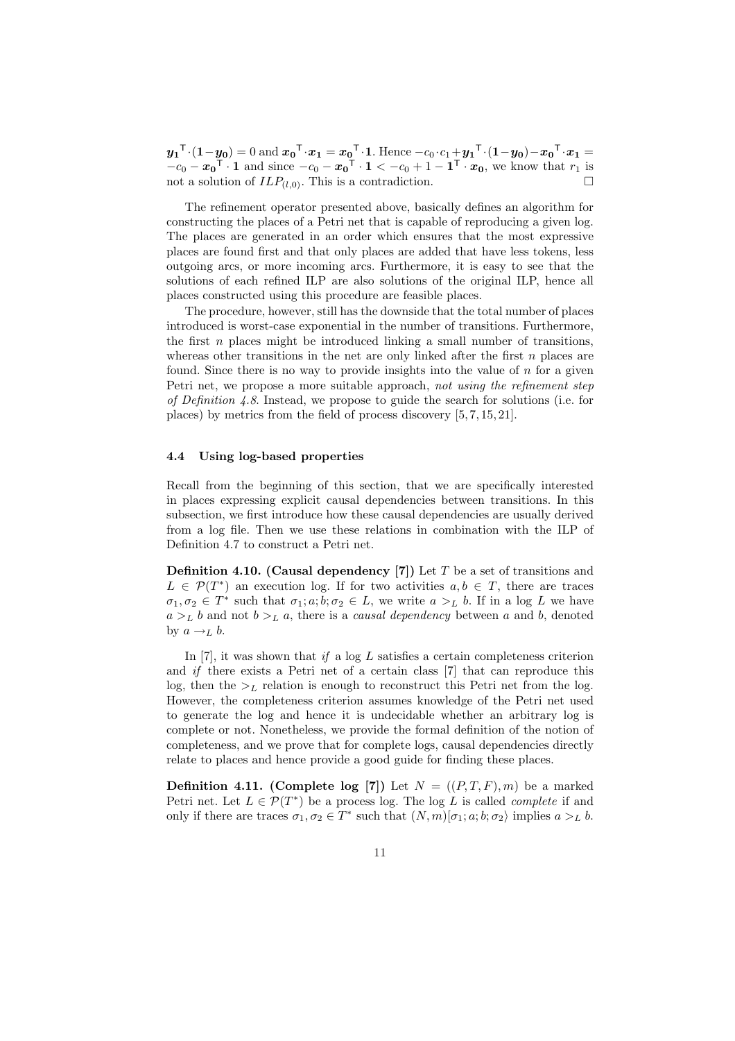$\boldsymbol{y_1}^\intercal \cdot (\mathbf{1} - \boldsymbol{y_0}) = 0$ and $\boldsymbol{x_0}^\intercal \cdot \boldsymbol{x_1} = \boldsymbol{x_0}^\intercal \cdot \mathbf{1}$. Hence $-c_0 \cdot c_1 + \boldsymbol{y_1}^\intercal \cdot (\mathbf{1} - \boldsymbol{y_0}) - \boldsymbol{x_0}^\intercal \cdot \boldsymbol{x_1} = -c_0 - \boldsymbol{x_0}^\intercal \cdot \mathbf{1}$ and since $-c_0 - \boldsymbol{x_0}^\intercal \cdot \mathbf{1} < -c_0 + 1 - \mathbf{1}^\intercal \cdot \boldsymbol{x_0}$, we know that $r_1$ is not a solution of $ILP_{(l,0)}$. This is a contradiction. □

The refinement operator presented above, basically defines an algorithm for constructing the places of a Petri net that is capable of reproducing a given log. The places are generated in an order which ensures that the most expressive places are found first and that only places are added that have less tokens, less outgoing arcs, or more incoming arcs. Furthermore, it is easy to see that the solutions of each refined ILP are also solutions of the original ILP, hence all places constructed using this procedure are feasible places.

The procedure, however, still has the downside that the total number of places introduced is worst-case exponential in the number of transitions. Furthermore, the first $n$ places might be introduced linking a small number of transitions, whereas other transitions in the net are only linked after the first $n$ places are found. Since there is no way to provide insights into the value of $n$ for a given Petri net, we propose a more suitable approach, *not using the refinement step of Definition 4.8*. Instead, we propose to guide the search for solutions (i.e. for places) by metrics from the field of process discovery [5, 7, 15, 21].

### 4.4 Using log-based properties

Recall from the beginning of this section, that we are specifically interested in places expressing explicit causal dependencies between transitions. In this subsection, we first introduce how these causal dependencies are usually derived from a log file. Then we use these relations in combination with the ILP of Definition 4.7 to construct a Petri net.

**Definition 4.10. (Causal dependency [7])** Let $T$ be a set of transitions and $L \in \mathcal{P}(T^*)$ an execution log. If for two activities $a, b \in T$, there are traces $\sigma_1, \sigma_2 \in T^*$ such that $\sigma_1; a; b; \sigma_2 \in L$, we write $a >_L b$. If in a log $L$ we have $a >_L b$ and not $b >_L a$, there is a *causal dependency* between $a$ and $b$, denoted by $a \rightarrow_L b$.

In [7], it was shown that *if* a log $L$ satisfies a certain completeness criterion and *if* there exists a Petri net of a certain class [7] that can reproduce this log, then the $>_L$ relation is enough to reconstruct this Petri net from the log. However, the completeness criterion assumes knowledge of the Petri net used to generate the log and hence it is undecidable whether an arbitrary log is complete or not. Nonetheless, we provide the formal definition of the notion of completeness, and we prove that for complete logs, causal dependencies directly relate to places and hence provide a good guide for finding these places.

**Definition 4.11. (Complete log [7])** Let $N = ((P, T, F), m)$ be a marked Petri net. Let $L \in \mathcal{P}(T^*)$ be a process log. The log $L$ is called *complete* if and only if there are traces $\sigma_1, \sigma_2 \in T^*$ such that $(N, m)[\sigma_1; a; b; \sigma_2\rangle$ implies $a >_L b$.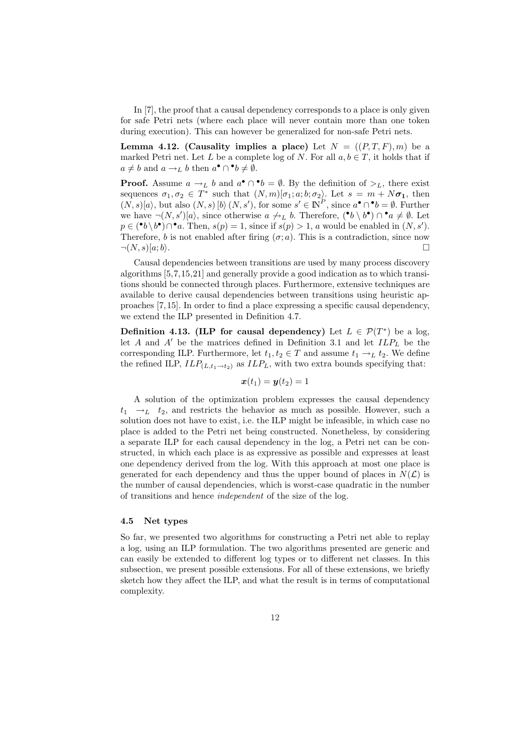In [7], the proof that a causal dependency corresponds to a place is only given for safe Petri nets (where each place will never contain more than one token during execution). This can however be generalized for non-safe Petri nets.

**Lemma 4.12. (Causality implies a place)** Let $N = ((P,T,F), m)$ be a marked Petri net. Let $L$ be a complete log of $N$. For all $a, b \in T$, it holds that if $a \neq b$ and $a \rightarrow_L b$ then $a^\bullet \cap {}^\bullet b \neq \emptyset$.

**Proof.** Assume $a \rightarrow_L b$ and $a^\bullet \cap {}^\bullet b = \emptyset$. By the definition of $>_L$, there exist sequences $\sigma_1, \sigma_2 \in T^*$ such that $(N,m)[\sigma_1; a; b; \sigma_2\rangle$. Let $s = m + N\boldsymbol{\sigma_1}$, then $(N,s)[a\rangle$, but also $(N,s)\,[b\rangle\,(N,s')$, for some $s' \in \mathbb{N}^P$, since $a^\bullet \cap {}^\bullet b = \emptyset$. Further we have $\neg(N,s')[a\rangle$, since otherwise $a \not\rightarrow_L b$. Therefore, $({}^\bullet b \setminus b^\bullet) \cap {}^\bullet a \neq \emptyset$. Let $p \in ({}^\bullet b \setminus b^\bullet) \cap {}^\bullet a$. Then, $s(p) = 1$, since if $s(p) > 1$, $a$ would be enabled in $(N, s')$. Therefore, $b$ is not enabled after firing $(\sigma; a)$. This is a contradiction, since now $\neg(N,s)[a;b\rangle$. □

Causal dependencies between transitions are used by many process discovery algorithms [5,7,15,21] and generally provide a good indication as to which transitions should be connected through places. Furthermore, extensive techniques are available to derive causal dependencies between transitions using heuristic approaches [7,15]. In order to find a place expressing a specific causal dependency, we extend the ILP presented in Definition 4.7.

**Definition 4.13. (ILP for causal dependency)** Let $L \in \mathcal{P}(T^*)$ be a log, let $A$ and $A'$ be the matrices defined in Definition 3.1 and let $ILP_L$ be the corresponding ILP. Furthermore, let $t_1, t_2 \in T$ and assume $t_1 \rightarrow_L t_2$. We define the refined ILP, $ILP_{(L, t_1 \rightarrow t_2)}$ as $ILP_L$, with two extra bounds specifying that:

$$\boldsymbol{x}(t_1) = \boldsymbol{y}(t_2) = 1$$

A solution of the optimization problem expresses the causal dependency $t_1 \rightarrow_L t_2$, and restricts the behavior as much as possible. However, such a solution does not have to exist, i.e. the ILP might be infeasible, in which case no place is added to the Petri net being constructed. Nonetheless, by considering a separate ILP for each causal dependency in the log, a Petri net can be constructed, in which each place is as expressive as possible and expresses at least one dependency derived from the log. With this approach at most one place is generated for each dependency and thus the upper bound of places in $N(\mathcal{L})$ is the number of causal dependencies, which is worst-case quadratic in the number of transitions and hence *independent* of the size of the log.

### 4.5 Net types

So far, we presented two algorithms for constructing a Petri net able to replay a log, using an ILP formulation. The two algorithms presented are generic and can easily be extended to different log types or to different net classes. In this subsection, we present possible extensions. For all of these extensions, we briefly sketch how they affect the ILP, and what the result is in terms of computational complexity.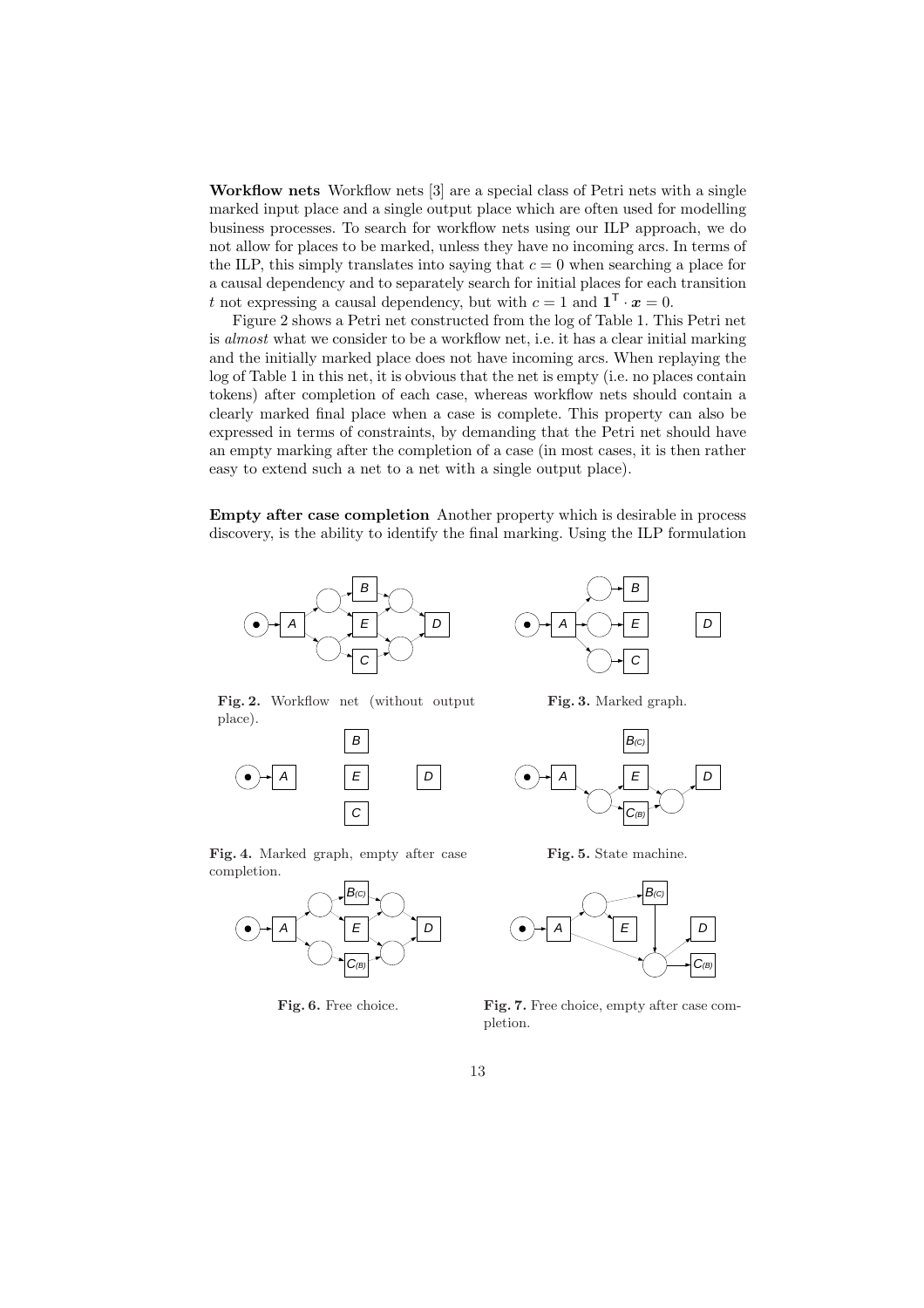**Workflow nets** Workflow nets [3] are a special class of Petri nets with a single marked input place and a single output place which are often used for modelling business processes. To search for workflow nets using our ILP approach, we do not allow for places to be marked, unless they have no incoming arcs. In terms of the ILP, this simply translates into saying that $c = 0$ when searching a place for a causal dependency and to separately search for initial places for each transition $t$ not expressing a causal dependency, but with $c = 1$ and $\mathbf{1}^\mathsf{T} \cdot \boldsymbol{x} = 0$.

Figure 2 shows a Petri net constructed from the log of Table 1. This Petri net is *almost* what we consider to be a workflow net, i.e. it has a clear initial marking and the initially marked place does not have incoming arcs. When replaying the log of Table 1 in this net, it is obvious that the net is empty (i.e. no places contain tokens) after completion of each case, whereas workflow nets should contain a clearly marked final place when a case is complete. This property can also be expressed in terms of constraints, by demanding that the Petri net should have an empty marking after the completion of a case (in most cases, it is then rather easy to extend such a net to a net with a single output place).

**Empty after case completion** Another property which is desirable in process discovery, is the ability to identify the final marking. Using the ILP formulation

**Fig. 2.** Workflow net (without output place).

**Fig. 3.** Marked graph.

**Fig. 4.** Marked graph, empty after case completion.

**Fig. 5.** State machine.

**Fig. 6.** Free choice.

**Fig. 7.** Free choice, empty after case completion.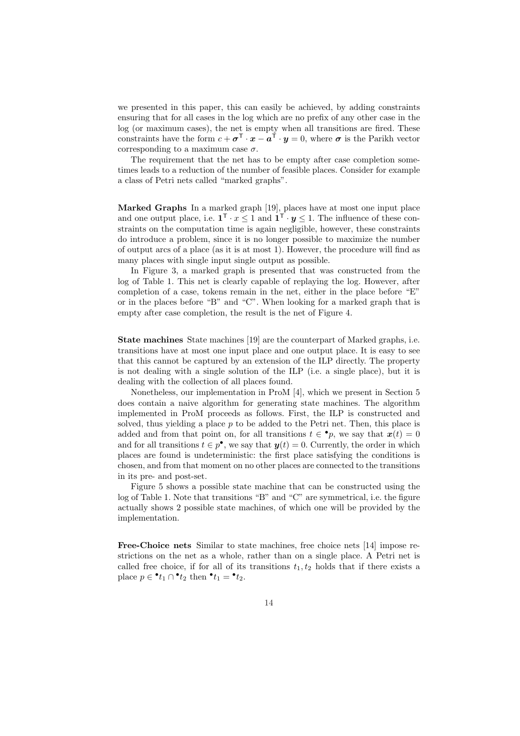we presented in this paper, this can easily be achieved, by adding constraints ensuring that for all cases in the log which are no prefix of any other case in the log (or maximum cases), the net is empty when all transitions are fired. These constraints have the form $c + \boldsymbol{\sigma}^{\mathsf{T}} \cdot \boldsymbol{x} - \boldsymbol{a}^{\mathsf{T}} \cdot \boldsymbol{y} = 0$, where $\boldsymbol{\sigma}$ is the Parikh vector corresponding to a maximum case $\sigma$.

The requirement that the net has to be empty after case completion sometimes leads to a reduction of the number of feasible places. Consider for example a class of Petri nets called "marked graphs".

**Marked Graphs** In a marked graph [19], places have at most one input place and one output place, i.e. $\mathbf{1}^{\mathsf{T}} \cdot x \leq 1$ and $\mathbf{1}^{\mathsf{T}} \cdot \boldsymbol{y} \leq 1$. The influence of these constraints on the computation time is again negligible, however, these constraints do introduce a problem, since it is no longer possible to maximize the number of output arcs of a place (as it is at most 1). However, the procedure will find as many places with single input single output as possible.

In Figure 3, a marked graph is presented that was constructed from the log of Table 1. This net is clearly capable of replaying the log. However, after completion of a case, tokens remain in the net, either in the place before "E" or in the places before "B" and "C". When looking for a marked graph that is empty after case completion, the result is the net of Figure 4.

**State machines** State machines [19] are the counterpart of Marked graphs, i.e. transitions have at most one input place and one output place. It is easy to see that this cannot be captured by an extension of the ILP directly. The property is not dealing with a single solution of the ILP (i.e. a single place), but it is dealing with the collection of all places found.

Nonetheless, our implementation in ProM [4], which we present in Section 5 does contain a naive algorithm for generating state machines. The algorithm implemented in ProM proceeds as follows. First, the ILP is constructed and solved, thus yielding a place $p$ to be added to the Petri net. Then, this place is added and from that point on, for all transitions $t \in {}^{\bullet}p$, we say that $\boldsymbol{x}(t) = 0$ and for all transitions $t \in p^{\bullet}$, we say that $\boldsymbol{y}(t) = 0$. Currently, the order in which places are found is undeterministic: the first place satisfying the conditions is chosen, and from that moment on no other places are connected to the transitions in its pre- and post-set.

Figure 5 shows a possible state machine that can be constructed using the log of Table 1. Note that transitions "B" and "C" are symmetrical, i.e. the figure actually shows 2 possible state machines, of which one will be provided by the implementation.

**Free-Choice nets** Similar to state machines, free choice nets [14] impose restrictions on the net as a whole, rather than on a single place. A Petri net is called free choice, if for all of its transitions $t_1, t_2$ holds that if there exists a place $p \in {}^{\bullet}t_1 \cap {}^{\bullet}t_2$ then ${}^{\bullet}t_1 = {}^{\bullet}t_2$.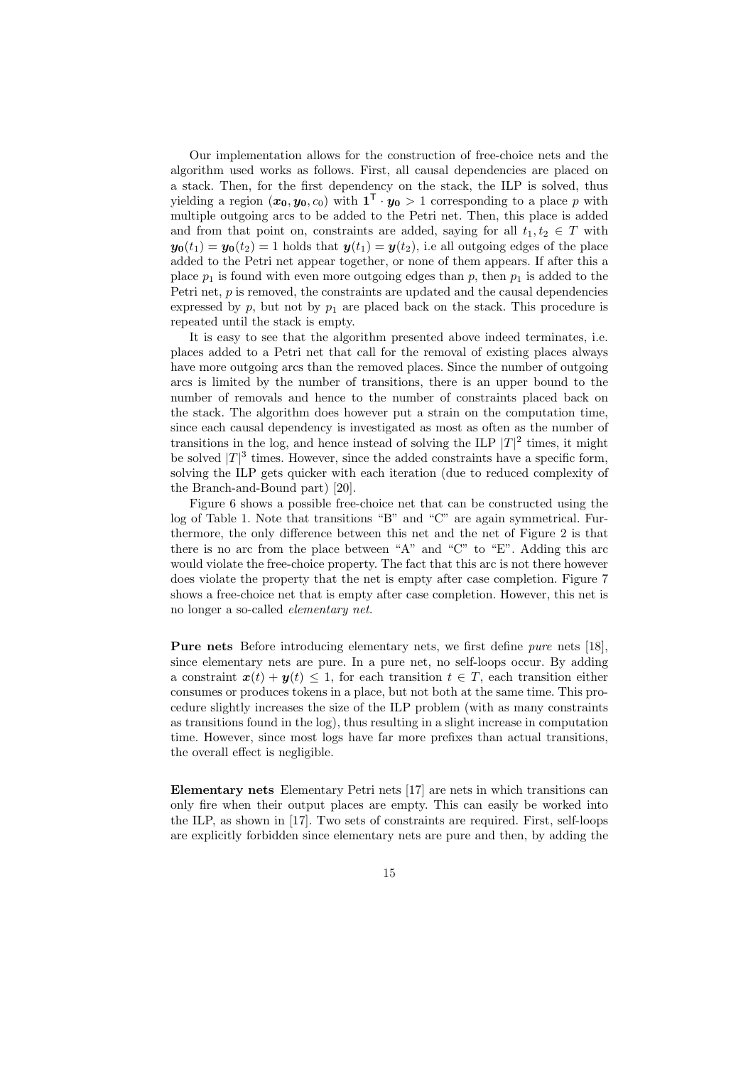Our implementation allows for the construction of free-choice nets and the algorithm used works as follows. First, all causal dependencies are placed on a stack. Then, for the first dependency on the stack, the ILP is solved, thus yielding a region $(\boldsymbol{x_0}, \boldsymbol{y_0}, c_0)$ with $\mathbf{1}^\mathsf{T} \cdot \boldsymbol{y_0} > 1$ corresponding to a place $p$ with multiple outgoing arcs to be added to the Petri net. Then, this place is added and from that point on, constraints are added, saying for all $t_1, t_2 \in T$ with $\boldsymbol{y_0}(t_1) = \boldsymbol{y_0}(t_2) = 1$ holds that $\boldsymbol{y}(t_1) = \boldsymbol{y}(t_2)$, i.e all outgoing edges of the place added to the Petri net appear together, or none of them appears. If after this a place $p_1$ is found with even more outgoing edges than $p$, then $p_1$ is added to the Petri net, $p$ is removed, the constraints are updated and the causal dependencies expressed by $p$, but not by $p_1$ are placed back on the stack. This procedure is repeated until the stack is empty.

It is easy to see that the algorithm presented above indeed terminates, i.e. places added to a Petri net that call for the removal of existing places always have more outgoing arcs than the removed places. Since the number of outgoing arcs is limited by the number of transitions, there is an upper bound to the number of removals and hence to the number of constraints placed back on the stack. The algorithm does however put a strain on the computation time, since each causal dependency is investigated as most as often as the number of transitions in the log, and hence instead of solving the ILP $|T|^2$ times, it might be solved $|T|^3$ times. However, since the added constraints have a specific form, solving the ILP gets quicker with each iteration (due to reduced complexity of the Branch-and-Bound part) [20].

Figure 6 shows a possible free-choice net that can be constructed using the log of Table 1. Note that transitions "B" and "C" are again symmetrical. Furthermore, the only difference between this net and the net of Figure 2 is that there is no arc from the place between "A" and "C" to "E". Adding this arc would violate the free-choice property. The fact that this arc is not there however does violate the property that the net is empty after case completion. Figure 7 shows a free-choice net that is empty after case completion. However, this net is no longer a so-called *elementary net*.

**Pure nets** Before introducing elementary nets, we first define *pure* nets [18], since elementary nets are pure. In a pure net, no self-loops occur. By adding a constraint $\boldsymbol{x}(t) + \boldsymbol{y}(t) \leq 1$, for each transition $t \in T$, each transition either consumes or produces tokens in a place, but not both at the same time. This procedure slightly increases the size of the ILP problem (with as many constraints as transitions found in the log), thus resulting in a slight increase in computation time. However, since most logs have far more prefixes than actual transitions, the overall effect is negligible.

**Elementary nets** Elementary Petri nets [17] are nets in which transitions can only fire when their output places are empty. This can easily be worked into the ILP, as shown in [17]. Two sets of constraints are required. First, self-loops are explicitly forbidden since elementary nets are pure and then, by adding the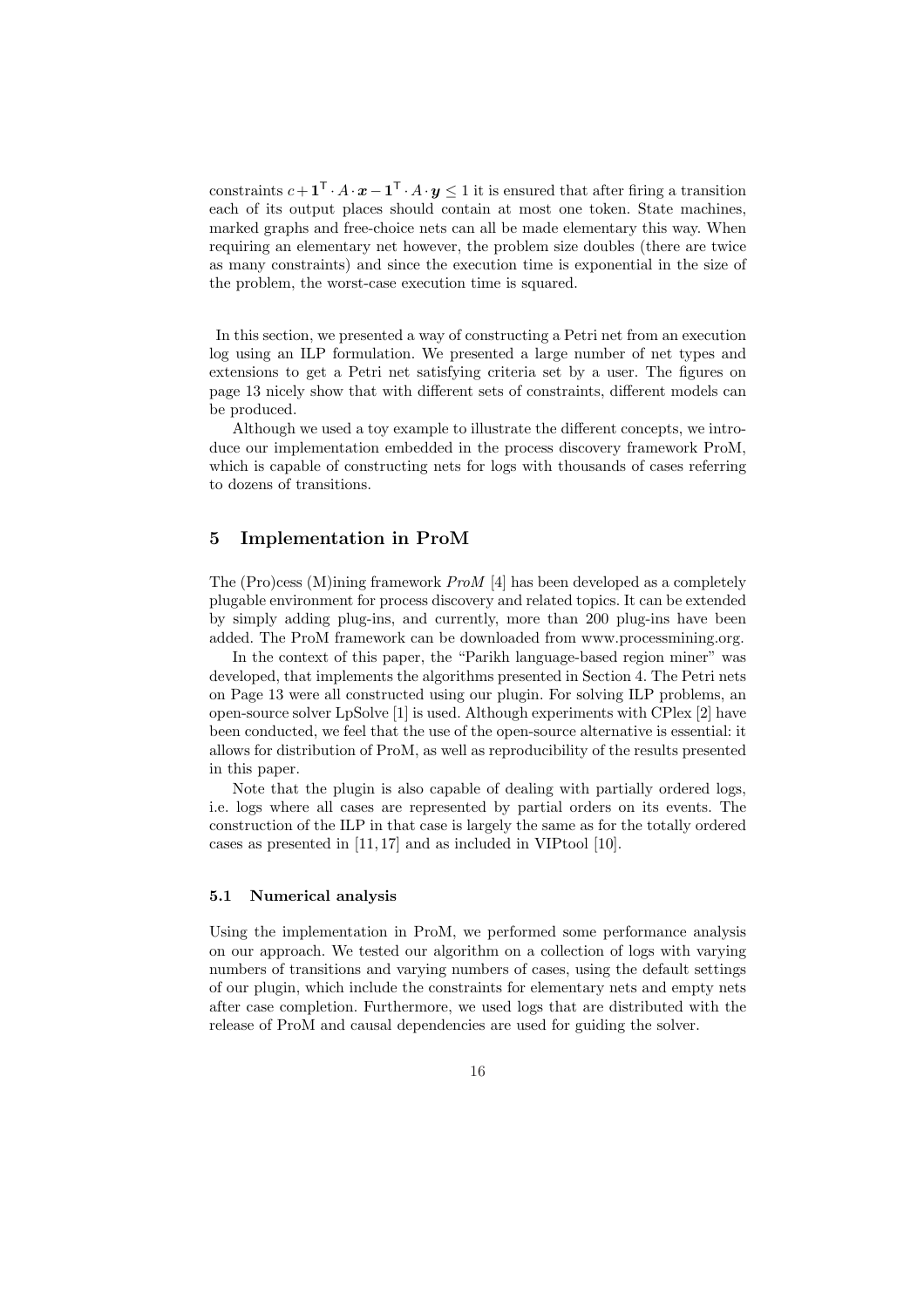constraints $c + \mathbf{1}^\mathsf{T} \cdot A \cdot \boldsymbol{x} - \mathbf{1}^\mathsf{T} \cdot A \cdot \boldsymbol{y} \leq 1$ it is ensured that after firing a transition each of its output places should contain at most one token. State machines, marked graphs and free-choice nets can all be made elementary this way. When requiring an elementary net however, the problem size doubles (there are twice as many constraints) and since the execution time is exponential in the size of the problem, the worst-case execution time is squared.

In this section, we presented a way of constructing a Petri net from an execution log using an ILP formulation. We presented a large number of net types and extensions to get a Petri net satisfying criteria set by a user. The figures on page 13 nicely show that with different sets of constraints, different models can be produced.

Although we used a toy example to illustrate the different concepts, we introduce our implementation embedded in the process discovery framework ProM, which is capable of constructing nets for logs with thousands of cases referring to dozens of transitions.

## 5 Implementation in ProM

The (Pro)cess (M)ining framework *ProM* [4] has been developed as a completely plugable environment for process discovery and related topics. It can be extended by simply adding plug-ins, and currently, more than 200 plug-ins have been added. The ProM framework can be downloaded from www.processmining.org.

In the context of this paper, the "Parikh language-based region miner" was developed, that implements the algorithms presented in Section 4. The Petri nets on Page 13 were all constructed using our plugin. For solving ILP problems, an open-source solver LpSolve [1] is used. Although experiments with CPlex [2] have been conducted, we feel that the use of the open-source alternative is essential: it allows for distribution of ProM, as well as reproducibility of the results presented in this paper.

Note that the plugin is also capable of dealing with partially ordered logs, i.e. logs where all cases are represented by partial orders on its events. The construction of the ILP in that case is largely the same as for the totally ordered cases as presented in [11, 17] and as included in VIPtool [10].

### 5.1 Numerical analysis

Using the implementation in ProM, we performed some performance analysis on our approach. We tested our algorithm on a collection of logs with varying numbers of transitions and varying numbers of cases, using the default settings of our plugin, which include the constraints for elementary nets and empty nets after case completion. Furthermore, we used logs that are distributed with the release of ProM and causal dependencies are used for guiding the solver.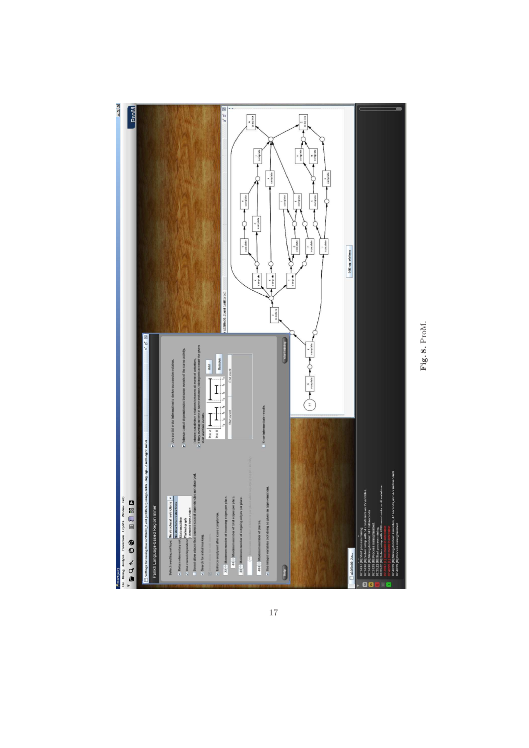**Fig. 8.** ProM.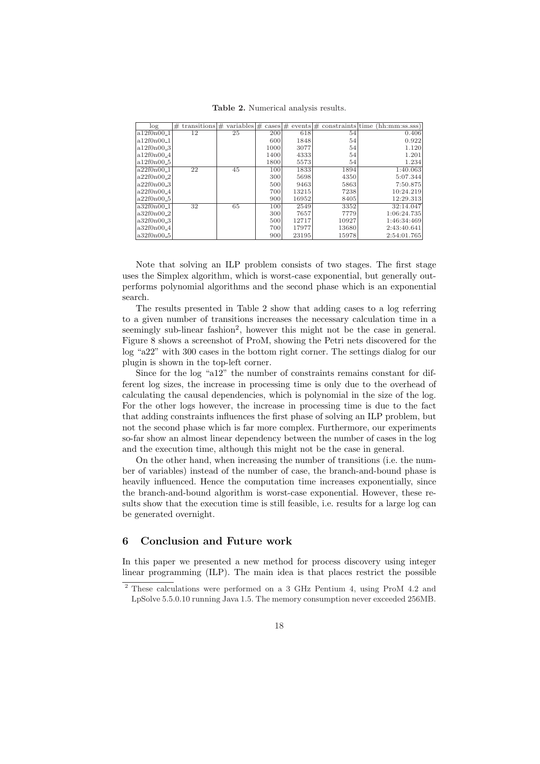**Table 2.** Numerical analysis results.

| log | # transitions | # variables | # cases | # events | # constraints | time (hh:mm:ss.sss) |
|---|---|---|---|---|---|---|
| a12f0n00_1 | 12 | 25 | 200 | 618 | 54 | 0.406 |
| a12f0n00_1 | | | 600 | 1848 | 54 | 0.922 |
| a12f0n00_3 | | | 1000 | 3077 | 54 | 1.120 |
| a12f0n00_4 | | | 1400 | 4333 | 54 | 1.201 |
| a12f0n00_5 | | | 1800 | 5573 | 54 | 1.234 |
| a22f0n00_1 | 22 | 45 | 100 | 1833 | 1894 | 1:40.063 |
| a22f0n00_2 | | | 300 | 5698 | 4350 | 5:07.344 |
| a22f0n00_3 | | | 500 | 9463 | 5863 | 7:50.875 |
| a22f0n00_4 | | | 700 | 13215 | 7238 | 10:24.219 |
| a22f0n00_5 | | | 900 | 16952 | 8405 | 12:29.313 |
| a32f0n00_1 | 32 | 65 | 100 | 2549 | 3352 | 32:14.047 |
| a32f0n00_2 | | | 300 | 7657 | 7779 | 1:06:24.735 |
| a32f0n00_3 | | | 500 | 12717 | 10927 | 1:46:34:469 |
| a32f0n00_4 | | | 700 | 17977 | 13680 | 2:43:40.641 |
| a32f0n00_5 | | | 900 | 23195 | 15978 | 2:54:01.765 |

Note that solving an ILP problem consists of two stages. The first stage uses the Simplex algorithm, which is worst-case exponential, but generally outperforms polynomial algorithms and the second phase which is an exponential search.

The results presented in Table 2 show that adding cases to a log referring to a given number of transitions increases the necessary calculation time in a seemingly sub-linear fashion[2], however this might not be the case in general. Figure 8 shows a screenshot of ProM, showing the Petri nets discovered for the log "a22" with 300 cases in the bottom right corner. The settings dialog for our plugin is shown in the top-left corner.

Since for the log "a12" the number of constraints remains constant for different log sizes, the increase in processing time is only due to the overhead of calculating the causal dependencies, which is polynomial in the size of the log. For the other logs however, the increase in processing time is due to the fact that adding constraints influences the first phase of solving an ILP problem, but not the second phase which is far more complex. Furthermore, our experiments so-far show an almost linear dependency between the number of cases in the log and the execution time, although this might not be the case in general.

On the other hand, when increasing the number of transitions (i.e. the number of variables) instead of the number of case, the branch-and-bound phase is heavily influenced. Hence the computation time increases exponentially, since the branch-and-bound algorithm is worst-case exponential. However, these results show that the execution time is still feasible, i.e. results for a large log can be generated overnight.

## 6 Conclusion and Future work

In this paper we presented a new method for process discovery using integer linear programming (ILP). The main idea is that places restrict the possible

[2] These calculations were performed on a 3 GHz Pentium 4, using ProM 4.2 and LpSolve 5.5.0.10 running Java 1.5. The memory consumption never exceeded 256MB.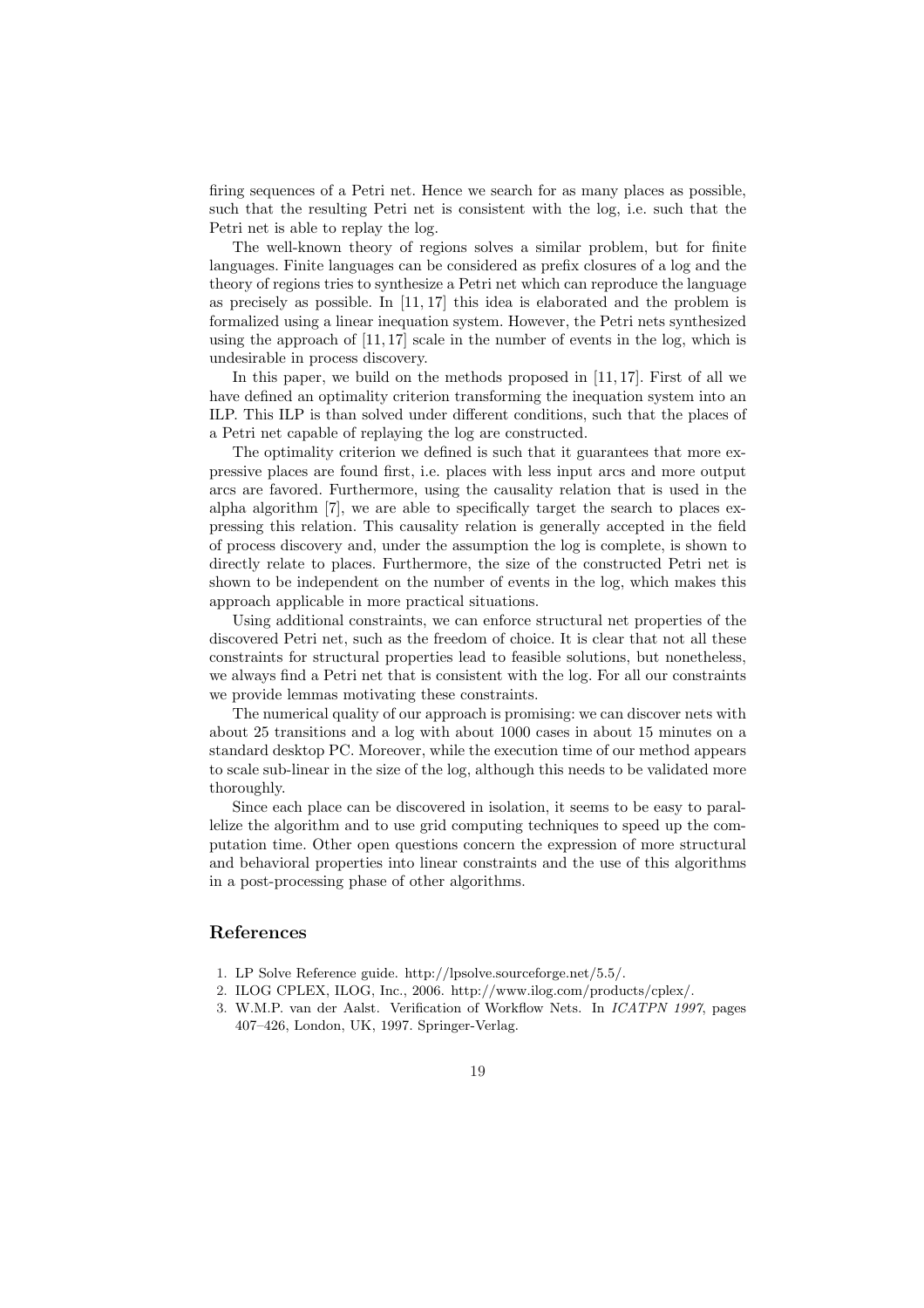firing sequences of a Petri net. Hence we search for as many places as possible, such that the resulting Petri net is consistent with the log, i.e. such that the Petri net is able to replay the log.

The well-known theory of regions solves a similar problem, but for finite languages. Finite languages can be considered as prefix closures of a log and the theory of regions tries to synthesize a Petri net which can reproduce the language as precisely as possible. In [11, 17] this idea is elaborated and the problem is formalized using a linear inequation system. However, the Petri nets synthesized using the approach of [11, 17] scale in the number of events in the log, which is undesirable in process discovery.

In this paper, we build on the methods proposed in [11, 17]. First of all we have defined an optimality criterion transforming the inequation system into an ILP. This ILP is than solved under different conditions, such that the places of a Petri net capable of replaying the log are constructed.

The optimality criterion we defined is such that it guarantees that more expressive places are found first, i.e. places with less input arcs and more output arcs are favored. Furthermore, using the causality relation that is used in the alpha algorithm [7], we are able to specifically target the search to places expressing this relation. This causality relation is generally accepted in the field of process discovery and, under the assumption the log is complete, is shown to directly relate to places. Furthermore, the size of the constructed Petri net is shown to be independent on the number of events in the log, which makes this approach applicable in more practical situations.

Using additional constraints, we can enforce structural net properties of the discovered Petri net, such as the freedom of choice. It is clear that not all these constraints for structural properties lead to feasible solutions, but nonetheless, we always find a Petri net that is consistent with the log. For all our constraints we provide lemmas motivating these constraints.

The numerical quality of our approach is promising: we can discover nets with about 25 transitions and a log with about 1000 cases in about 15 minutes on a standard desktop PC. Moreover, while the execution time of our method appears to scale sub-linear in the size of the log, although this needs to be validated more thoroughly.

Since each place can be discovered in isolation, it seems to be easy to parallelize the algorithm and to use grid computing techniques to speed up the computation time. Other open questions concern the expression of more structural and behavioral properties into linear constraints and the use of this algorithms in a post-processing phase of other algorithms.

## References

1. LP Solve Reference guide. http://lpsolve.sourceforge.net/5.5/.
2. ILOG CPLEX, ILOG, Inc., 2006. http://www.ilog.com/products/cplex/.
3. W.M.P. van der Aalst. Verification of Workflow Nets. In *ICATPN 1997*, pages 407–426, London, UK, 1997. Springer-Verlag.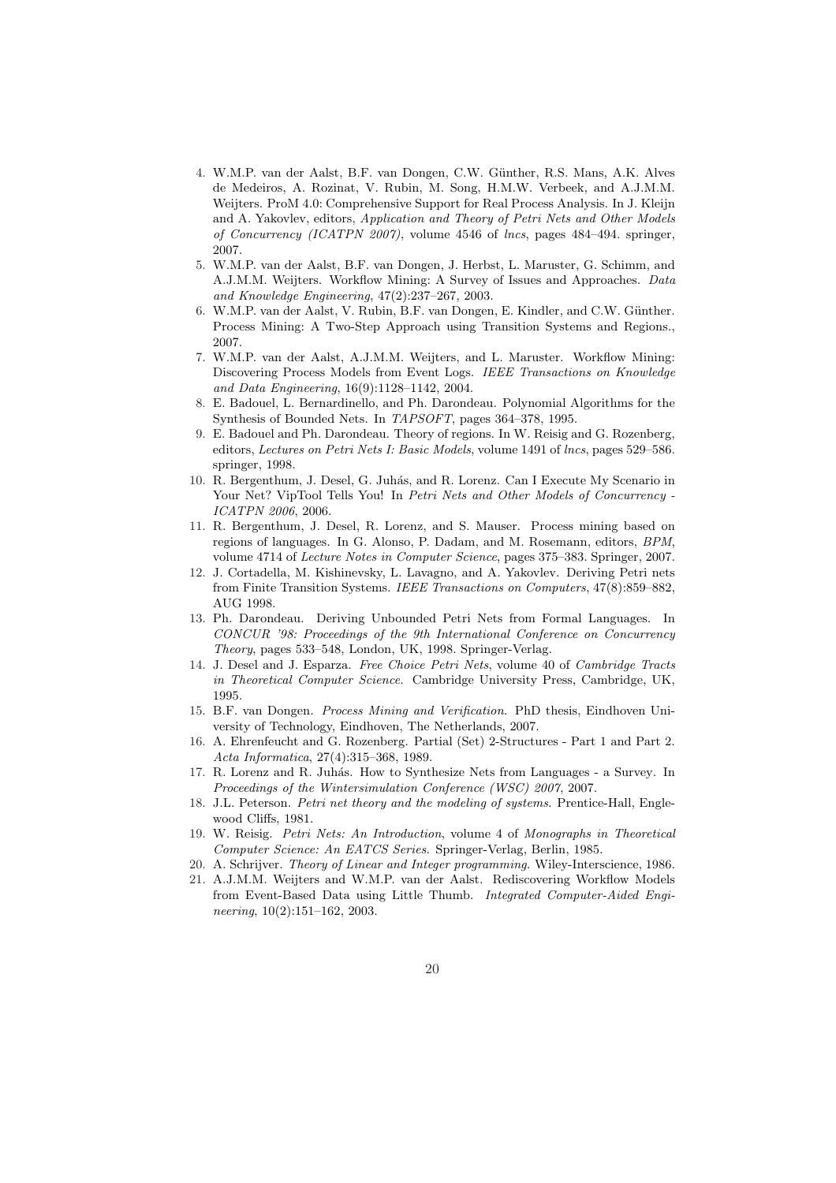4. W.M.P. van der Aalst, B.F. van Dongen, C.W. Günther, R.S. Mans, A.K. Alves de Medeiros, A. Rozinat, V. Rubin, M. Song, H.M.W. Verbeek, and A.J.M.M. Weijters. ProM 4.0: Comprehensive Support for Real Process Analysis. In J. Kleijn and A. Yakovlev, editors, *Application and Theory of Petri Nets and Other Models of Concurrency (ICATPN 2007)*, volume 4546 of *lncs*, pages 484–494. springer, 2007.
5. W.M.P. van der Aalst, B.F. van Dongen, J. Herbst, L. Maruster, G. Schimm, and A.J.M.M. Weijters. Workflow Mining: A Survey of Issues and Approaches. *Data and Knowledge Engineering*, 47(2):237–267, 2003.
6. W.M.P. van der Aalst, V. Rubin, B.F. van Dongen, E. Kindler, and C.W. Günther. Process Mining: A Two-Step Approach using Transition Systems and Regions., 2007.
7. W.M.P. van der Aalst, A.J.M.M. Weijters, and L. Maruster. Workflow Mining: Discovering Process Models from Event Logs. *IEEE Transactions on Knowledge and Data Engineering*, 16(9):1128–1142, 2004.
8. E. Badouel, L. Bernardinello, and Ph. Darondeau. Polynomial Algorithms for the Synthesis of Bounded Nets. In *TAPSOFT*, pages 364–378, 1995.
9. E. Badouel and Ph. Darondeau. Theory of regions. In W. Reisig and G. Rozenberg, editors, *Lectures on Petri Nets I: Basic Models*, volume 1491 of *lncs*, pages 529–586. springer, 1998.
10. R. Bergenthum, J. Desel, G. Juhás, and R. Lorenz. Can I Execute My Scenario in Your Net? VipTool Tells You! In *Petri Nets and Other Models of Concurrency - ICATPN 2006*, 2006.
11. R. Bergenthum, J. Desel, R. Lorenz, and S. Mauser. Process mining based on regions of languages. In G. Alonso, P. Dadam, and M. Rosemann, editors, *BPM*, volume 4714 of *Lecture Notes in Computer Science*, pages 375–383. Springer, 2007.
12. J. Cortadella, M. Kishinevsky, L. Lavagno, and A. Yakovlev. Deriving Petri nets from Finite Transition Systems. *IEEE Transactions on Computers*, 47(8):859–882, AUG 1998.
13. Ph. Darondeau. Deriving Unbounded Petri Nets from Formal Languages. In *CONCUR '98: Proceedings of the 9th International Conference on Concurrency Theory*, pages 533–548, London, UK, 1998. Springer-Verlag.
14. J. Desel and J. Esparza. *Free Choice Petri Nets*, volume 40 of *Cambridge Tracts in Theoretical Computer Science*. Cambridge University Press, Cambridge, UK, 1995.
15. B.F. van Dongen. *Process Mining and Verification*. PhD thesis, Eindhoven University of Technology, Eindhoven, The Netherlands, 2007.
16. A. Ehrenfeucht and G. Rozenberg. Partial (Set) 2-Structures - Part 1 and Part 2. *Acta Informatica*, 27(4):315–368, 1989.
17. R. Lorenz and R. Juhás. How to Synthesize Nets from Languages - a Survey. In *Proceedings of the Wintersimulation Conference (WSC) 2007*, 2007.
18. J.L. Peterson. *Petri net theory and the modeling of systems*. Prentice-Hall, Englewood Cliffs, 1981.
19. W. Reisig. *Petri Nets: An Introduction*, volume 4 of *Monographs in Theoretical Computer Science: An EATCS Series*. Springer-Verlag, Berlin, 1985.
20. A. Schrijver. *Theory of Linear and Integer programming*. Wiley-Interscience, 1986.
21. A.J.M.M. Weijters and W.M.P. van der Aalst. Rediscovering Workflow Models from Event-Based Data using Little Thumb. *Integrated Computer-Aided Engineering*, 10(2):151–162, 2003.